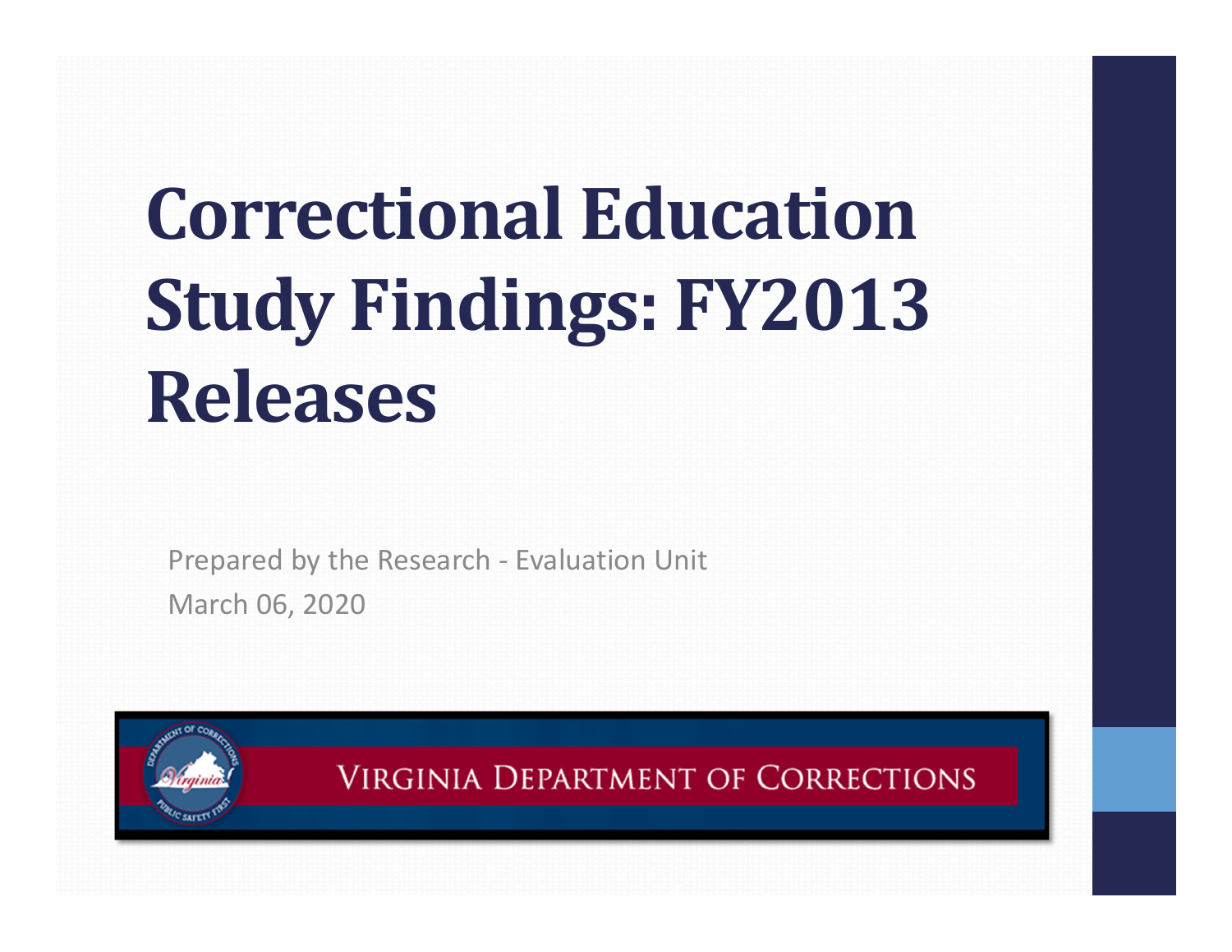# Correctional Education Study Findings: FY2013 Releases

Prepared by the Research - Evaluation Unit

March 06, 2020

Virginia Department of Corrections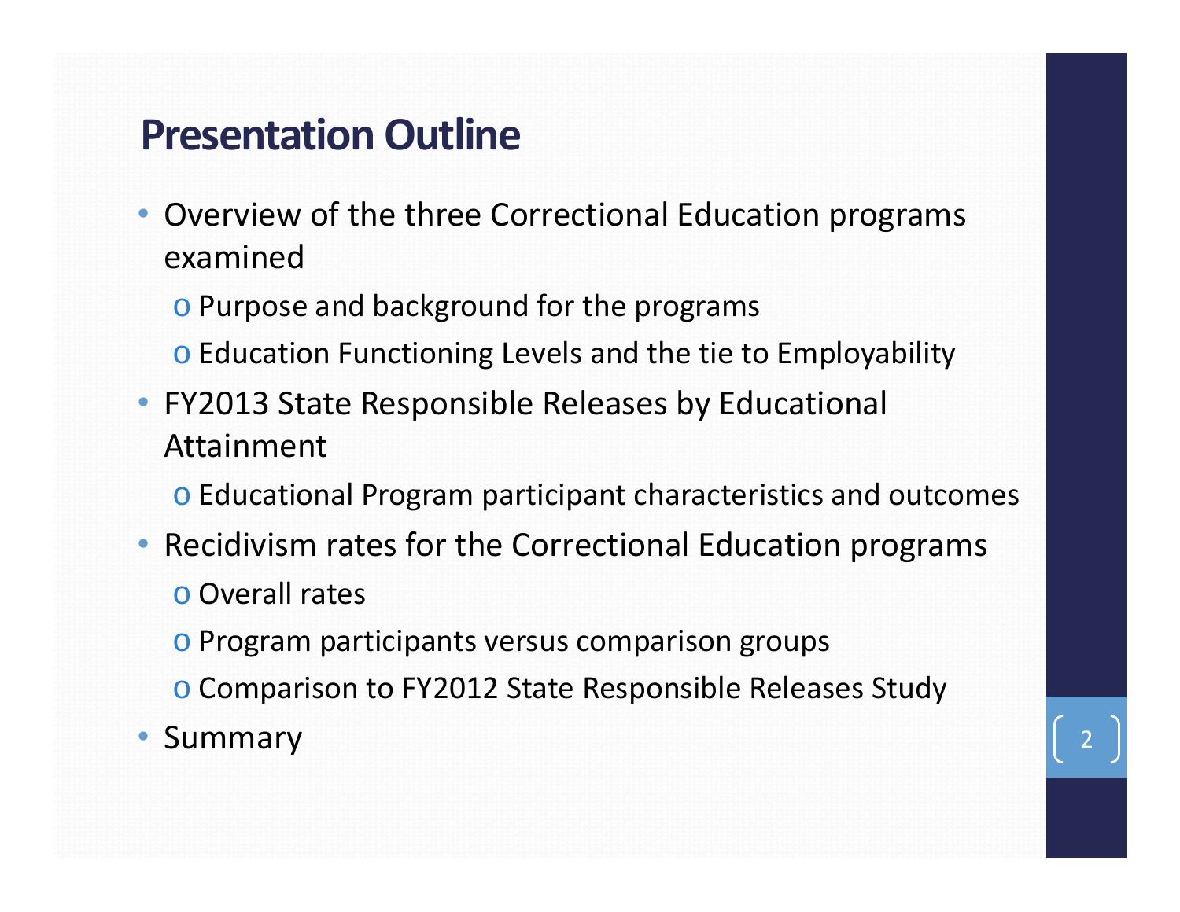# Presentation Outline

- Overview of the three Correctional Education programs examined
  - Purpose and background for the programs
  - Education Functioning Levels and the tie to Employability
- FY2013 State Responsible Releases by Educational Attainment
  - Educational Program participant characteristics and outcomes
- Recidivism rates for the Correctional Education programs
  - Overall rates
  - Program participants versus comparison groups
  - Comparison to FY2012 State Responsible Releases Study
- Summary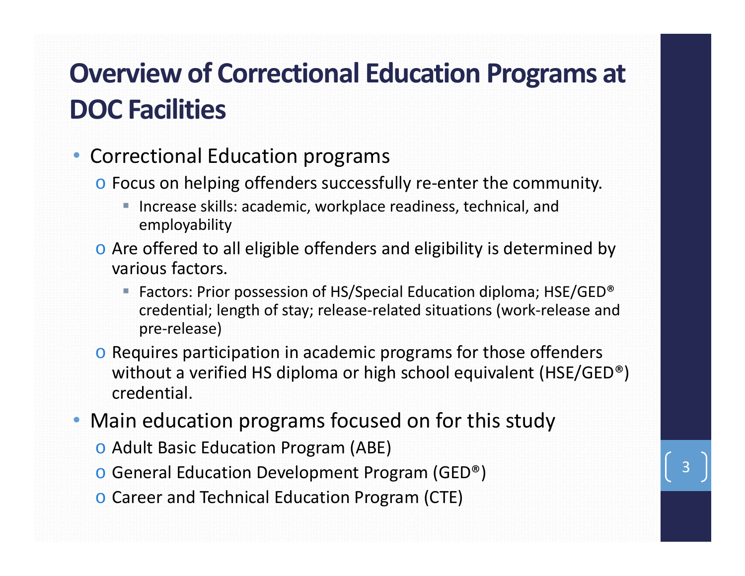# Overview of Correctional Education Programs at DOC Facilities

- Correctional Education programs
  - Focus on helping offenders successfully re-enter the community.
    - Increase skills: academic, workplace readiness, technical, and employability
  - Are offered to all eligible offenders and eligibility is determined by various factors.
    - Factors: Prior possession of HS/Special Education diploma; HSE/GED® credential; length of stay; release-related situations (work-release and pre-release)
  - Requires participation in academic programs for those offenders without a verified HS diploma or high school equivalent (HSE/GED®) credential.
- Main education programs focused on for this study
  - Adult Basic Education Program (ABE)
  - General Education Development Program (GED®)
  - Career and Technical Education Program (CTE)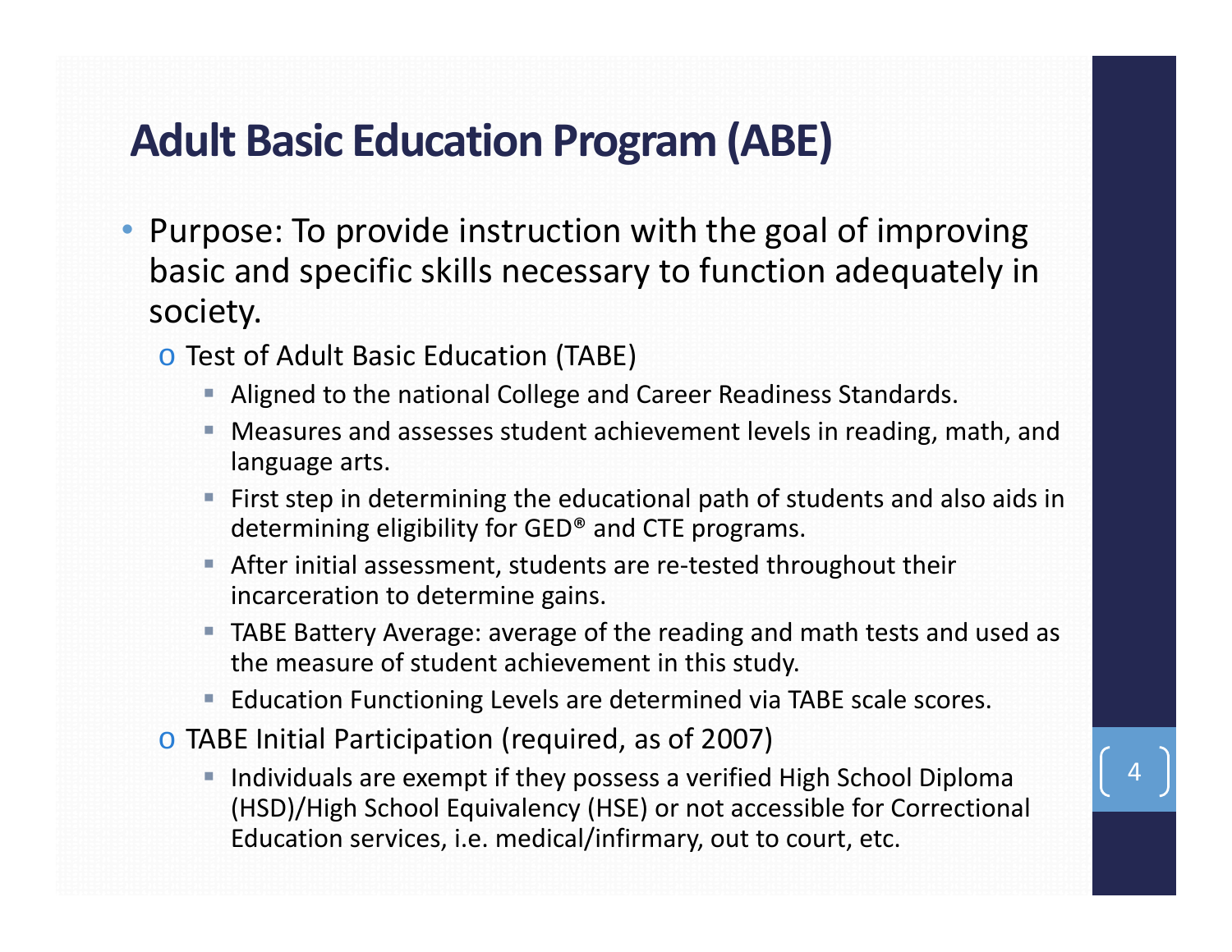# Adult Basic Education Program (ABE)

- Purpose: To provide instruction with the goal of improving basic and specific skills necessary to function adequately in society.
  - Test of Adult Basic Education (TABE)
    - Aligned to the national College and Career Readiness Standards.
    - Measures and assesses student achievement levels in reading, math, and language arts.
    - First step in determining the educational path of students and also aids in determining eligibility for GED® and CTE programs.
    - After initial assessment, students are re-tested throughout their incarceration to determine gains.
    - TABE Battery Average: average of the reading and math tests and used as the measure of student achievement in this study.
    - Education Functioning Levels are determined via TABE scale scores.
  - TABE Initial Participation (required, as of 2007)
    - Individuals are exempt if they possess a verified High School Diploma (HSD)/High School Equivalency (HSE) or not accessible for Correctional Education services, i.e. medical/infirmary, out to court, etc.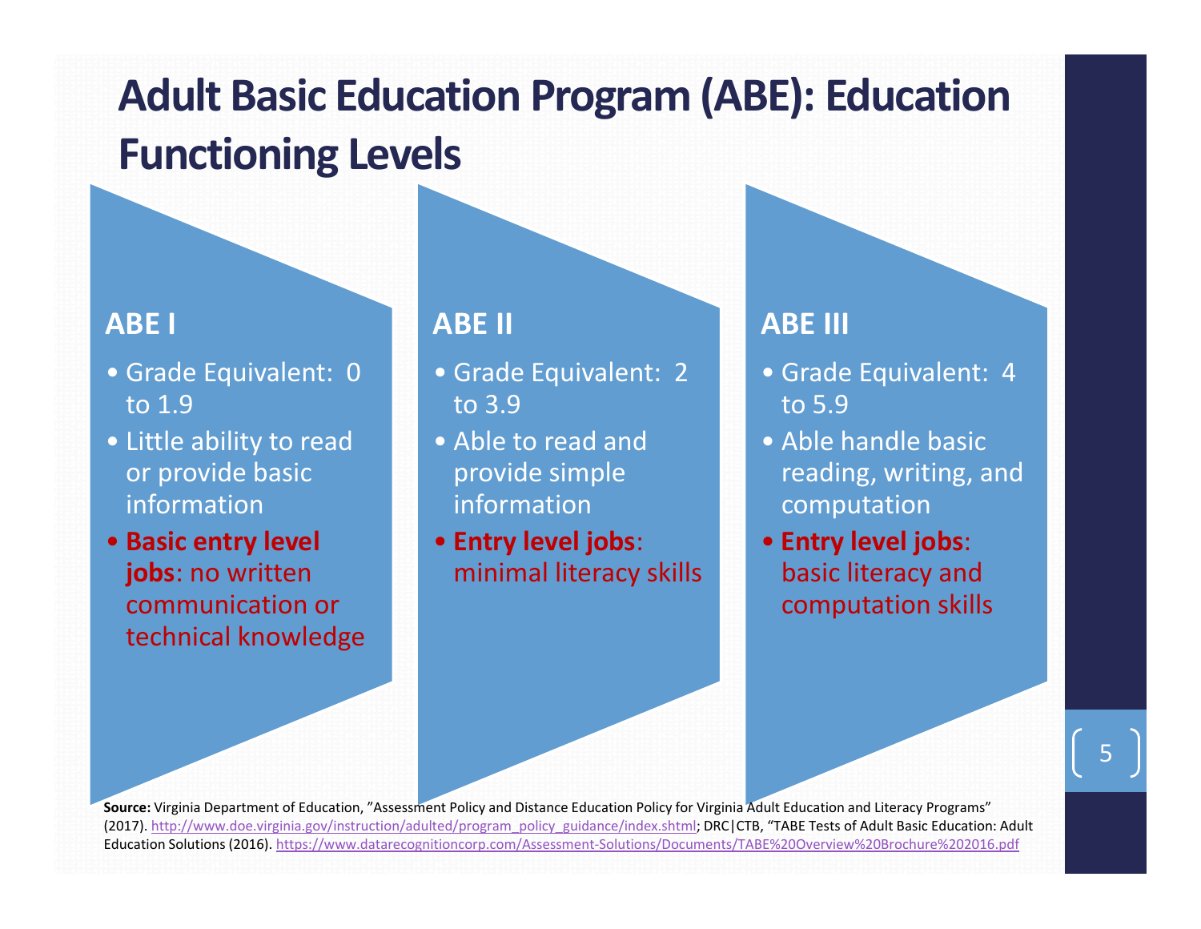# Adult Basic Education Program (ABE): Education Functioning Levels

### ABE I

- Grade Equivalent: 0 to 1.9
- Little ability to read or provide basic information
- **Basic entry level jobs**: no written communication or technical knowledge

### ABE II

- Grade Equivalent: 2 to 3.9
- Able to read and provide simple information
- **Entry level jobs**: minimal literacy skills

### ABE III

- Grade Equivalent: 4 to 5.9
- Able handle basic reading, writing, and computation
- **Entry level jobs**: basic literacy and computation skills

**Source:** Virginia Department of Education, "Assessment Policy and Distance Education Policy for Virginia Adult Education and Literacy Programs" (2017). http://www.doe.virginia.gov/instruction/adulted/program_policy_guidance/index.shtml; DRC|CTB, "TABE Tests of Adult Basic Education: Adult Education Solutions (2016). https://www.datarecognitioncorp.com/Assessment-Solutions/Documents/TABE%20Overview%20Brochure%202016.pdf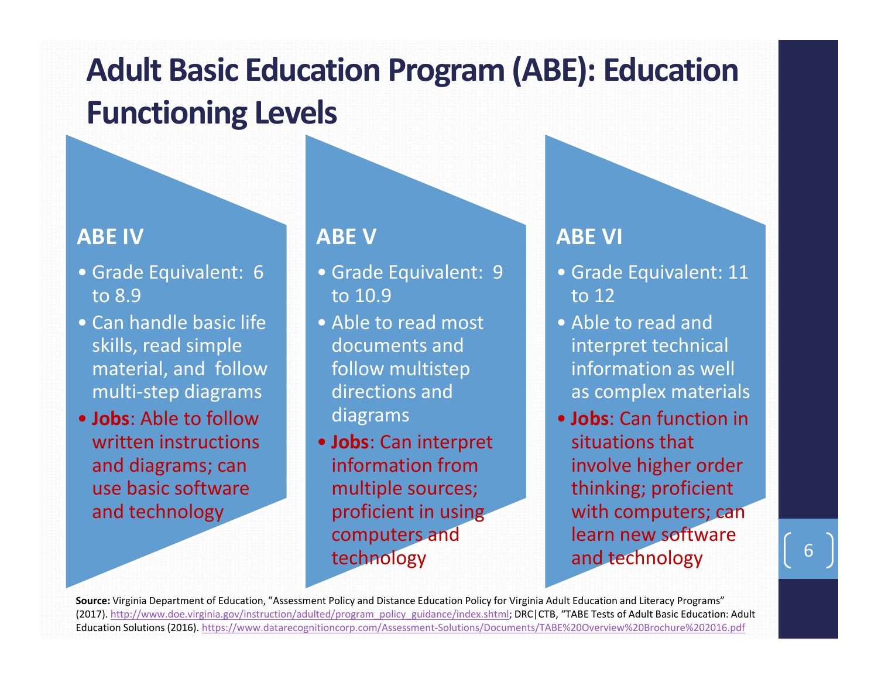# Adult Basic Education Program (ABE): Education Functioning Levels

## ABE IV

- Grade Equivalent: 6 to 8.9
- Can handle basic life skills, read simple material, and follow multi-step diagrams
- **Jobs**: Able to follow written instructions and diagrams; can use basic software and technology

## ABE V

- Grade Equivalent: 9 to 10.9
- Able to read most documents and follow multistep directions and diagrams
- **Jobs**: Can interpret information from multiple sources; proficient in using computers and technology

## ABE VI

- Grade Equivalent: 11 to 12
- Able to read and interpret technical information as well as complex materials
- **Jobs**: Can function in situations that involve higher order thinking; proficient with computers; can learn new software and technology

**Source:** Virginia Department of Education, "Assessment Policy and Distance Education Policy for Virginia Adult Education and Literacy Programs" (2017). http://www.doe.virginia.gov/instruction/adulted/program_policy_guidance/index.shtml; DRC|CTB, "TABE Tests of Adult Basic Education: Adult Education Solutions (2016). https://www.datarecognitioncorp.com/Assessment-Solutions/Documents/TABE%20Overview%20Brochure%202016.pdf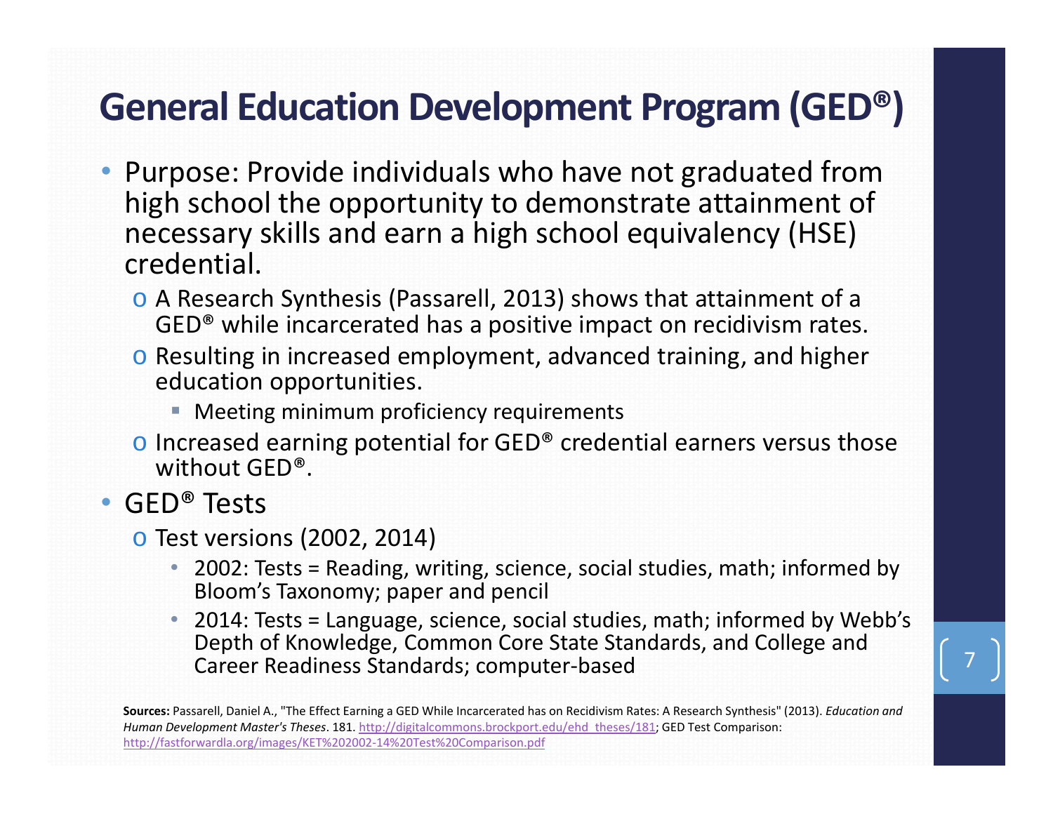# General Education Development Program (GED®)

- Purpose: Provide individuals who have not graduated from high school the opportunity to demonstrate attainment of necessary skills and earn a high school equivalency (HSE) credential.
  - A Research Synthesis (Passarell, 2013) shows that attainment of a GED® while incarcerated has a positive impact on recidivism rates.
  - Resulting in increased employment, advanced training, and higher education opportunities.
    - Meeting minimum proficiency requirements
  - Increased earning potential for GED® credential earners versus those without GED®.
- GED® Tests
  - Test versions (2002, 2014)
    - 2002: Tests = Reading, writing, science, social studies, math; informed by Bloom's Taxonomy; paper and pencil
    - 2014: Tests = Language, science, social studies, math; informed by Webb's Depth of Knowledge, Common Core State Standards, and College and Career Readiness Standards; computer-based

**Sources:** Passarell, Daniel A., "The Effect Earning a GED While Incarcerated has on Recidivism Rates: A Research Synthesis" (2013). *Education and Human Development Master's Theses*. 181. http://digitalcommons.brockport.edu/ehd_theses/181; GED Test Comparison: http://fastforwardla.org/images/KET%202002-14%20Test%20Comparison.pdf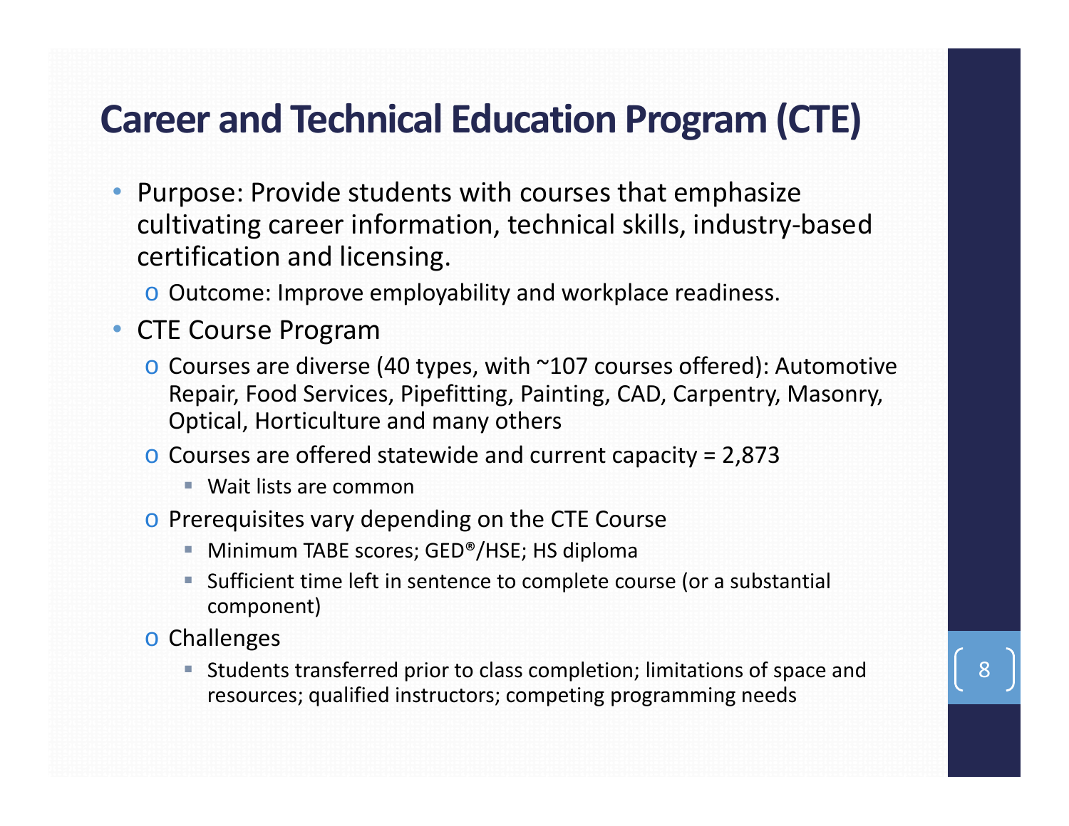# Career and Technical Education Program (CTE)

- Purpose: Provide students with courses that emphasize cultivating career information, technical skills, industry-based certification and licensing.
  - Outcome: Improve employability and workplace readiness.
- CTE Course Program
  - Courses are diverse (40 types, with ~107 courses offered): Automotive Repair, Food Services, Pipefitting, Painting, CAD, Carpentry, Masonry, Optical, Horticulture and many others
  - Courses are offered statewide and current capacity = 2,873
    - Wait lists are common
  - Prerequisites vary depending on the CTE Course
    - Minimum TABE scores; GED®/HSE; HS diploma
    - Sufficient time left in sentence to complete course (or a substantial component)
  - Challenges
    - Students transferred prior to class completion; limitations of space and resources; qualified instructors; competing programming needs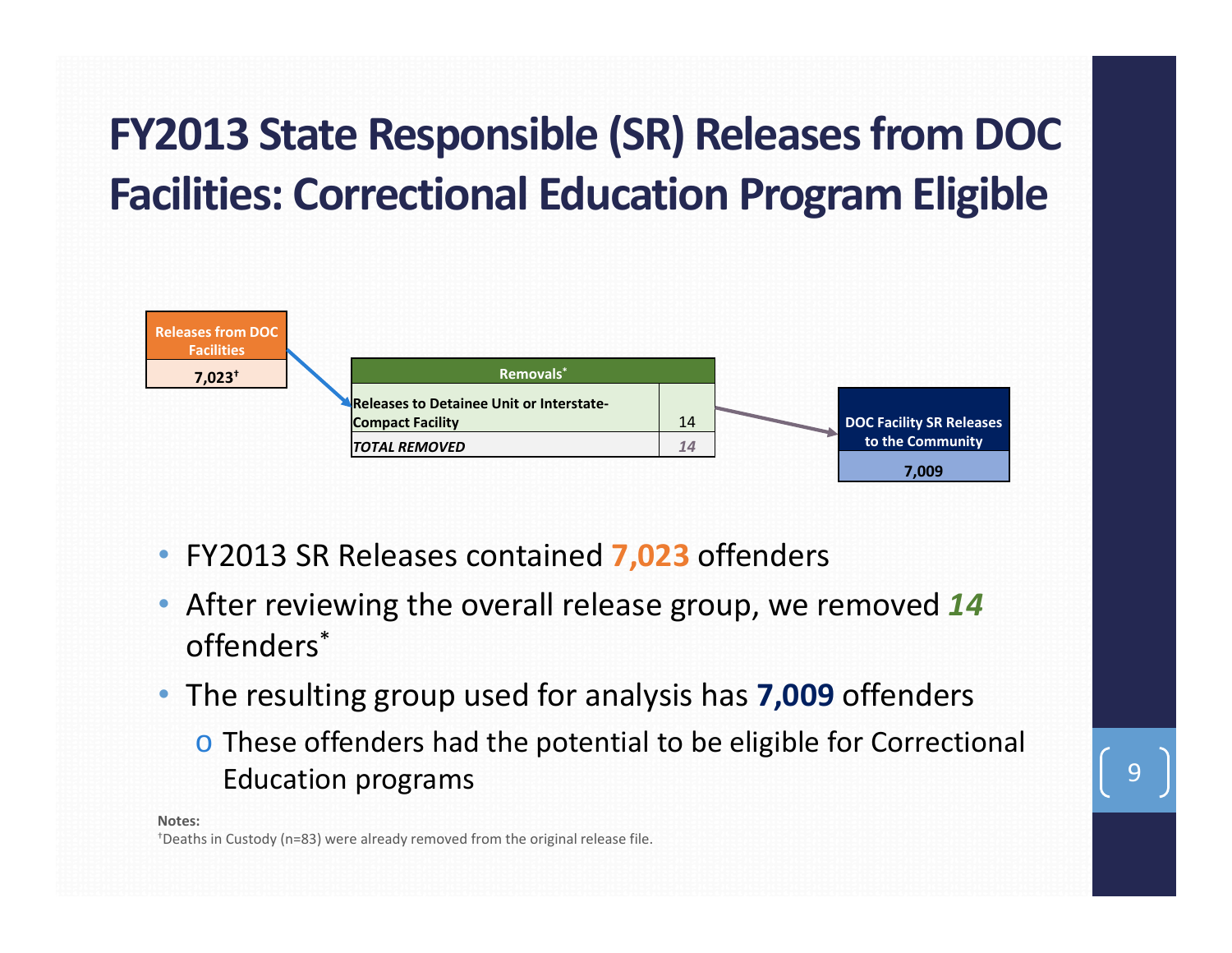# FY2013 State Responsible (SR) Releases from DOC Facilities: Correctional Education Program Eligible

**Releases from DOC Facilities**

**7,023†**

| Removals* | |
|---|---|
| Releases to Detainee Unit or Interstate-Compact Facility | 14 |
| *TOTAL REMOVED* | *14* |

**DOC Facility SR Releases to the Community**

**7,009**

- FY2013 SR Releases contained **7,023** offenders
- After reviewing the overall release group, we removed ***14*** offenders*
- The resulting group used for analysis has **7,009** offenders
  - These offenders had the potential to be eligible for Correctional Education programs

**Notes:**

†Deaths in Custody (n=83) were already removed from the original release file.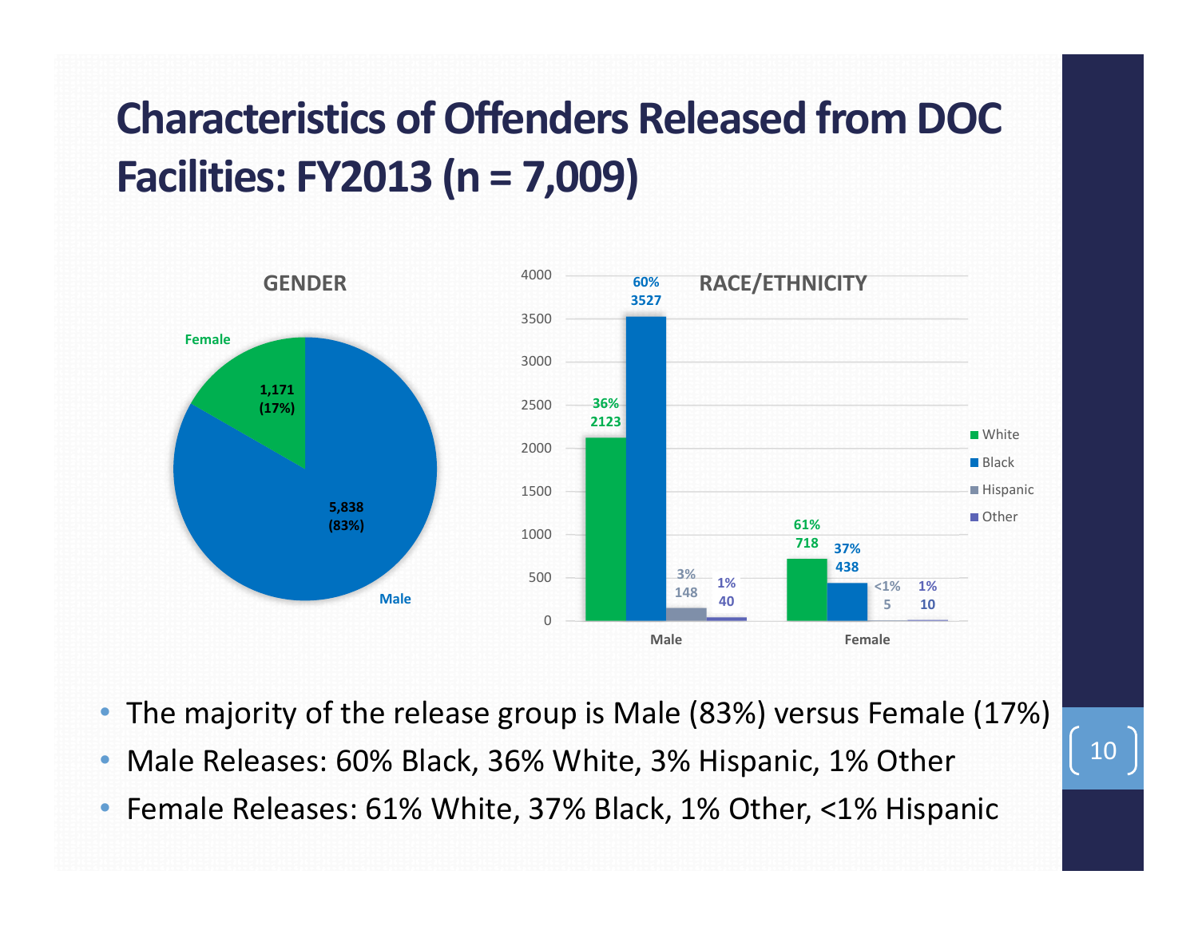# Characteristics of Offenders Released from DOC Facilities: FY2013 (n = 7,009)

**GENDER**

| Gender | Count | Percent |
|---|---|---|
| Male | 5,838 | 83% |
| Female | 1,171 | 17% |

**RACE/ETHNICITY**

| | White | Black | Hispanic | Other |
|---|---|---|---|---|
| Male | 2123 (36%) | 3527 (60%) | 148 (3%) | 40 (1%) |
| Female | 718 (61%) | 438 (37%) | 5 (<1%) | 10 (1%) |

- The majority of the release group is Male (83%) versus Female (17%)
- Male Releases: 60% Black, 36% White, 3% Hispanic, 1% Other
- Female Releases: 61% White, 37% Black, 1% Other, <1% Hispanic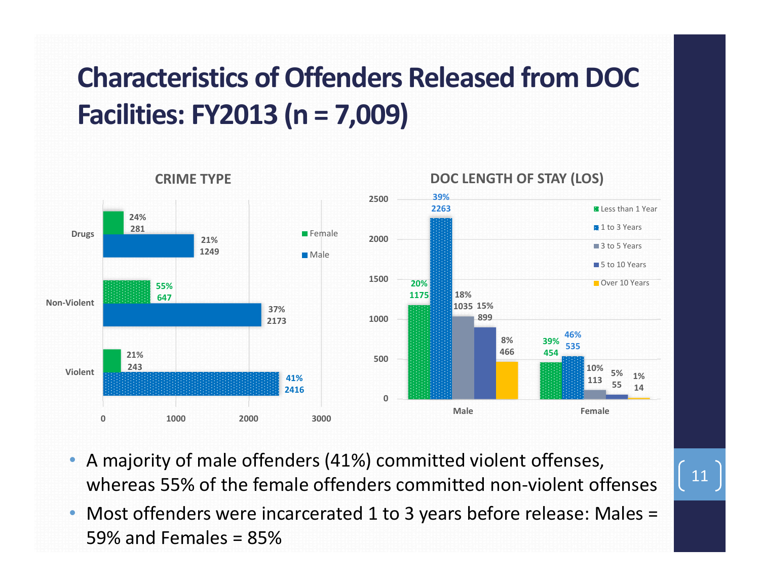# Characteristics of Offenders Released from DOC Facilities: FY2013 (n = 7,009)

### CRIME TYPE

| Crime Type | Female | Male |
|---|---|---|
| Drugs | 24% 281 | 21% 1249 |
| Non-Violent | 55% 647 | 37% 2173 |
| Violent | 21% 243 | 41% 2416 |

### DOC LENGTH OF STAY (LOS)

| | Less than 1 Year | 1 to 3 Years | 3 to 5 Years | 5 to 10 Years | Over 10 Years |
|---|---|---|---|---|---|
| Male | 20% 1175 | 39% 2263 | 18% 1035 | 15% 899 | 8% 466 |
| Female | 39% 454 | 46% 535 | 10% 113 | 5% 55 | 1% 14 |

- A majority of male offenders (41%) committed violent offenses, whereas 55% of the female offenders committed non-violent offenses
- Most offenders were incarcerated 1 to 3 years before release: Males = 59% and Females = 85%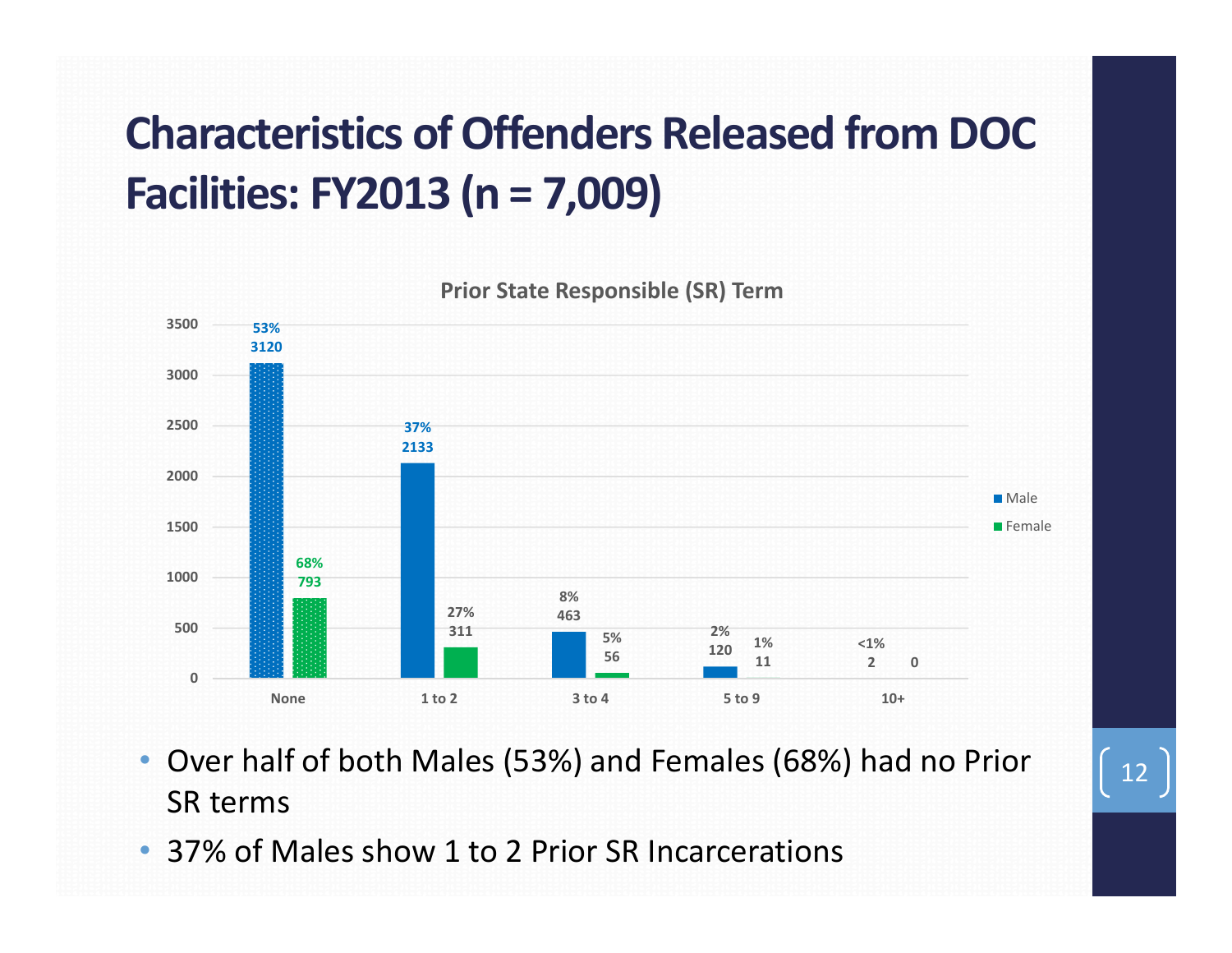# Characteristics of Offenders Released from DOC Facilities: FY2013 (n = 7,009)

**Prior State Responsible (SR) Term**

| Prior SR Term | Male | Female |
|---|---|---|
| None | 3120 (53%) | 793 (68%) |
| 1 to 2 | 2133 (37%) | 311 (27%) |
| 3 to 4 | 463 (8%) | 56 (5%) |
| 5 to 9 | 120 (2%) | 11 (1%) |
| 10+ | 2 (<1%) | 0 |

- Over half of both Males (53%) and Females (68%) had no Prior SR terms
- 37% of Males show 1 to 2 Prior SR Incarcerations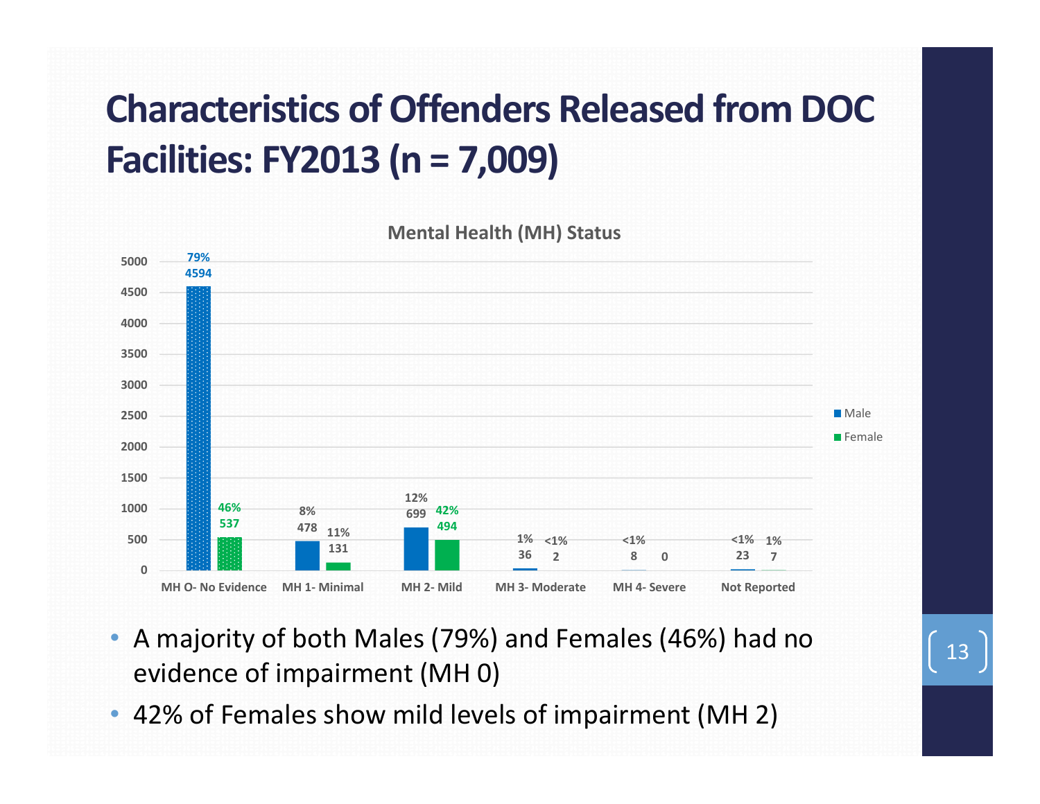# Characteristics of Offenders Released from DOC Facilities: FY2013 (n = 7,009)

**Mental Health (MH) Status**

| MH Status | Male | Female |
|---|---|---|
| MH O- No Evidence | 4594 (79%) | 537 (46%) |
| MH 1- Minimal | 478 (8%) | 131 (11%) |
| MH 2- Mild | 699 (12%) | 494 (42%) |
| MH 3- Moderate | 36 (1%) | 2 (<1%) |
| MH 4- Severe | 8 (<1%) | 0 |
| Not Reported | 23 (<1%) | 7 (1%) |

- A majority of both Males (79%) and Females (46%) had no evidence of impairment (MH 0)
- 42% of Females show mild levels of impairment (MH 2)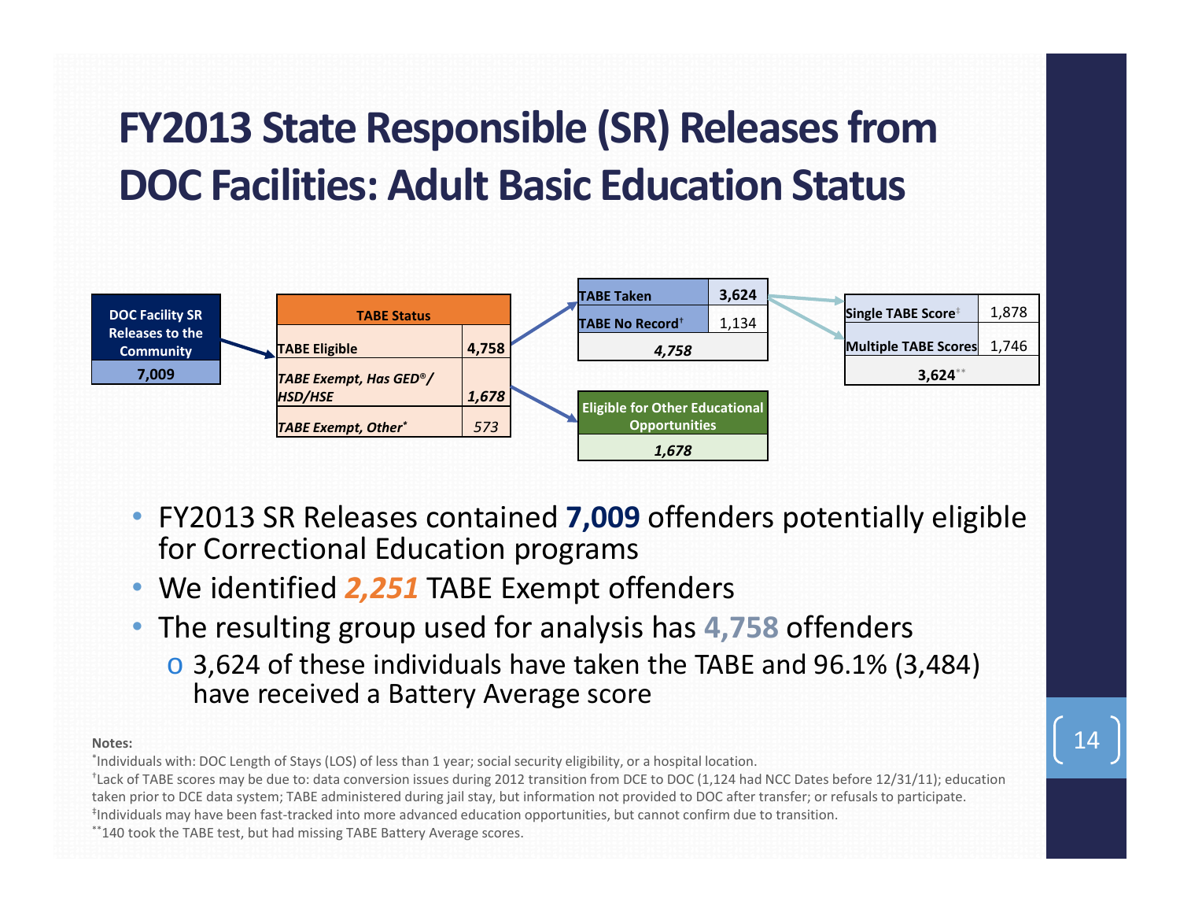# FY2013 State Responsible (SR) Releases from DOC Facilities: Adult Basic Education Status

| DOC Facility SR Releases to the Community |
|---|
| 7,009 |

| TABE Status | |
|---|---|
| TABE Eligible | **4,758** |
| *TABE Exempt, Has GED®/ HSD/HSE* | ***1,678*** |
| *TABE Exempt, Other\** | *573* |

| TABE Taken | 3,624 |
|---|---|
| TABE No Record† | 1,134 |
| ***4,758*** | |

| Eligible for Other Educational Opportunities |
|---|
| ***1,678*** |

| Single TABE Score‡ | 1,878 |
|---|---|
| Multiple TABE Scores | 1,746 |
| **3,624\*\*** | |

- FY2013 SR Releases contained **7,009** offenders potentially eligible for Correctional Education programs
- We identified ***2,251*** TABE Exempt offenders
- The resulting group used for analysis has **4,758** offenders
  - 3,624 of these individuals have taken the TABE and 96.1% (3,484) have received a Battery Average score

**Notes:**

\*Individuals with: DOC Length of Stays (LOS) of less than 1 year; social security eligibility, or a hospital location.

†Lack of TABE scores may be due to: data conversion issues during 2012 transition from DCE to DOC (1,124 had NCC Dates before 12/31/11); education taken prior to DCE data system; TABE administered during jail stay, but information not provided to DOC after transfer; or refusals to participate.

‡Individuals may have been fast-tracked into more advanced education opportunities, but cannot confirm due to transition.

\*\*140 took the TABE test, but had missing TABE Battery Average scores.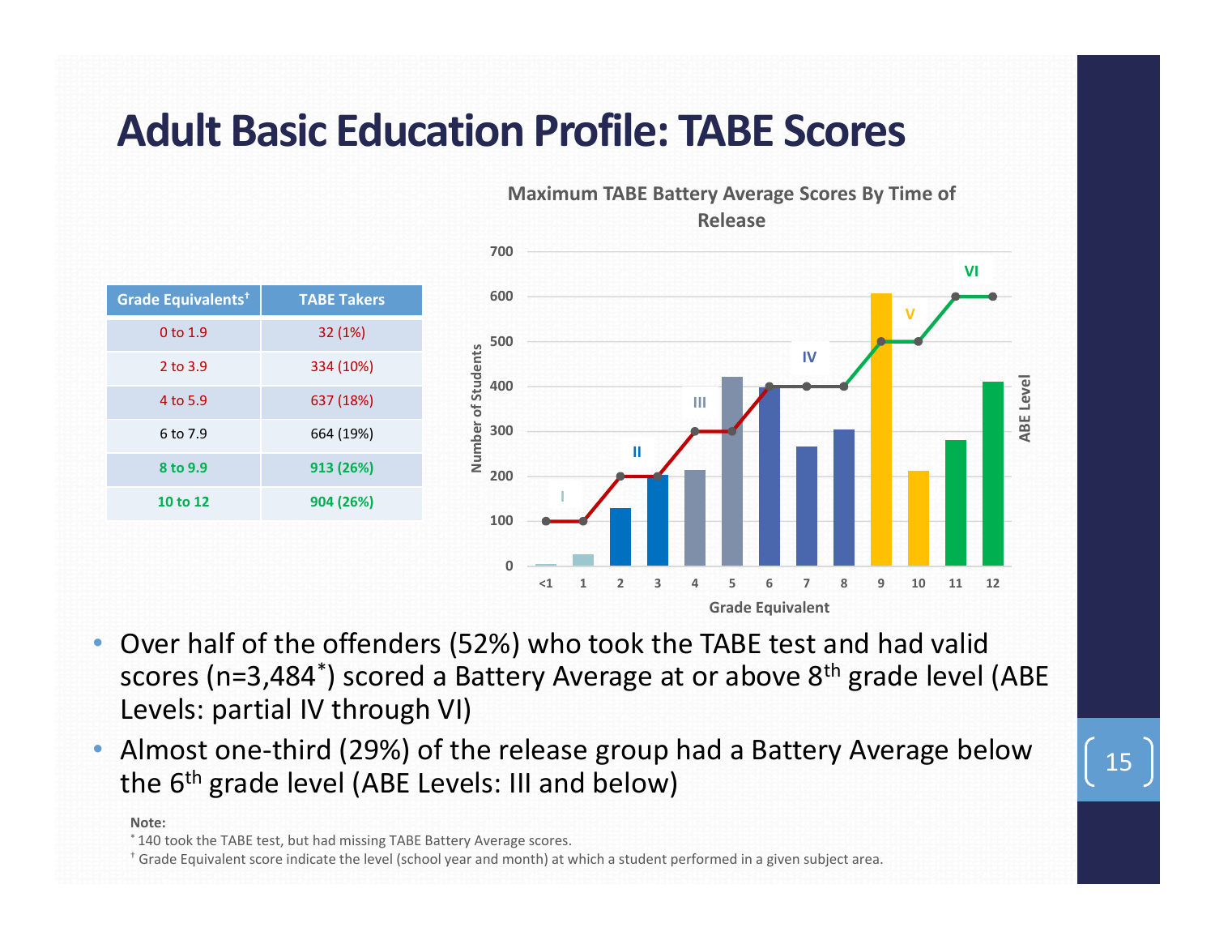# Adult Basic Education Profile: TABE Scores

| Grade Equivalents[†] | TABE Takers |
|---|---|
| 0 to 1.9 | 32 (1%) |
| 2 to 3.9 | 334 (10%) |
| 4 to 5.9 | 637 (18%) |
| 6 to 7.9 | 664 (19%) |
| 8 to 9.9 | 913 (26%) |
| 10 to 12 | 904 (26%) |

**Maximum TABE Battery Average Scores By Time of Release**

- Over half of the offenders (52%) who took the TABE test and had valid scores (n=3,484*) scored a Battery Average at or above 8th grade level (ABE Levels: partial IV through VI)
- Almost one-third (29%) of the release group had a Battery Average below the 6th grade level (ABE Levels: III and below)

**Note:**

* 140 took the TABE test, but had missing TABE Battery Average scores.

† Grade Equivalent score indicate the level (school year and month) at which a student performed in a given subject area.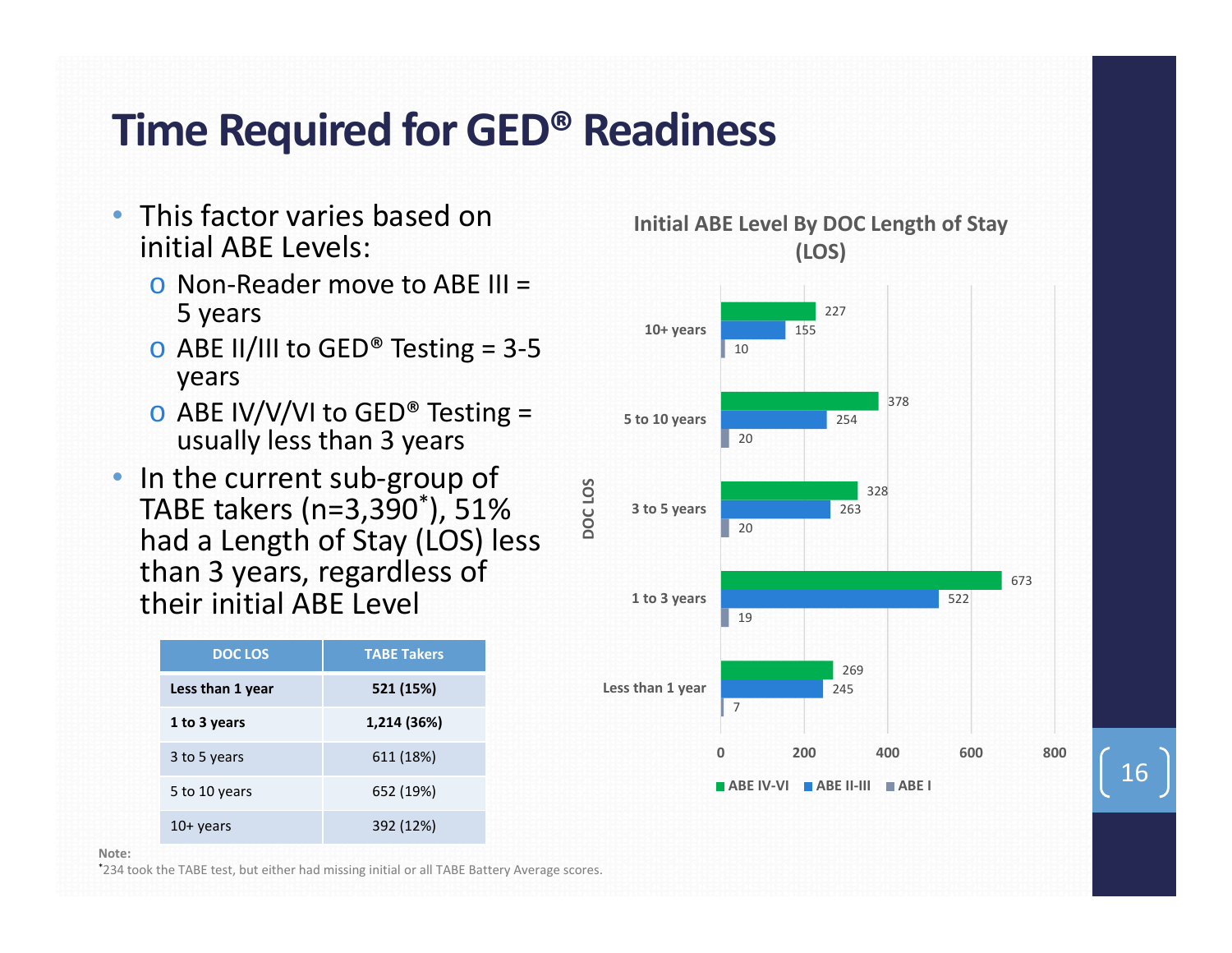# Time Required for GED® Readiness

- This factor varies based on initial ABE Levels:
  - Non-Reader move to ABE III = 5 years
  - ABE II/III to GED® Testing = 3-5 years
  - ABE IV/V/VI to GED® Testing = usually less than 3 years
- In the current sub-group of TABE takers (n=3,390*), 51% had a Length of Stay (LOS) less than 3 years, regardless of their initial ABE Level

| DOC LOS | TABE Takers |
|---|---|
| **Less than 1 year** | **521 (15%)** |
| **1 to 3 years** | **1,214 (36%)** |
| 3 to 5 years | 611 (18%) |
| 5 to 10 years | 652 (19%) |
| 10+ years | 392 (12%) |

**Initial ABE Level By DOC Length of Stay (LOS)**

| DOC LOS | ABE IV-VI | ABE II-III | ABE I |
|---|---|---|---|
| 10+ years | 227 | 155 | 10 |
| 5 to 10 years | 378 | 254 | 20 |
| 3 to 5 years | 328 | 263 | 20 |
| 1 to 3 years | 673 | 522 | 19 |
| Less than 1 year | 269 | 245 | 7 |

**Note:**
*234 took the TABE test, but either had missing initial or all TABE Battery Average scores.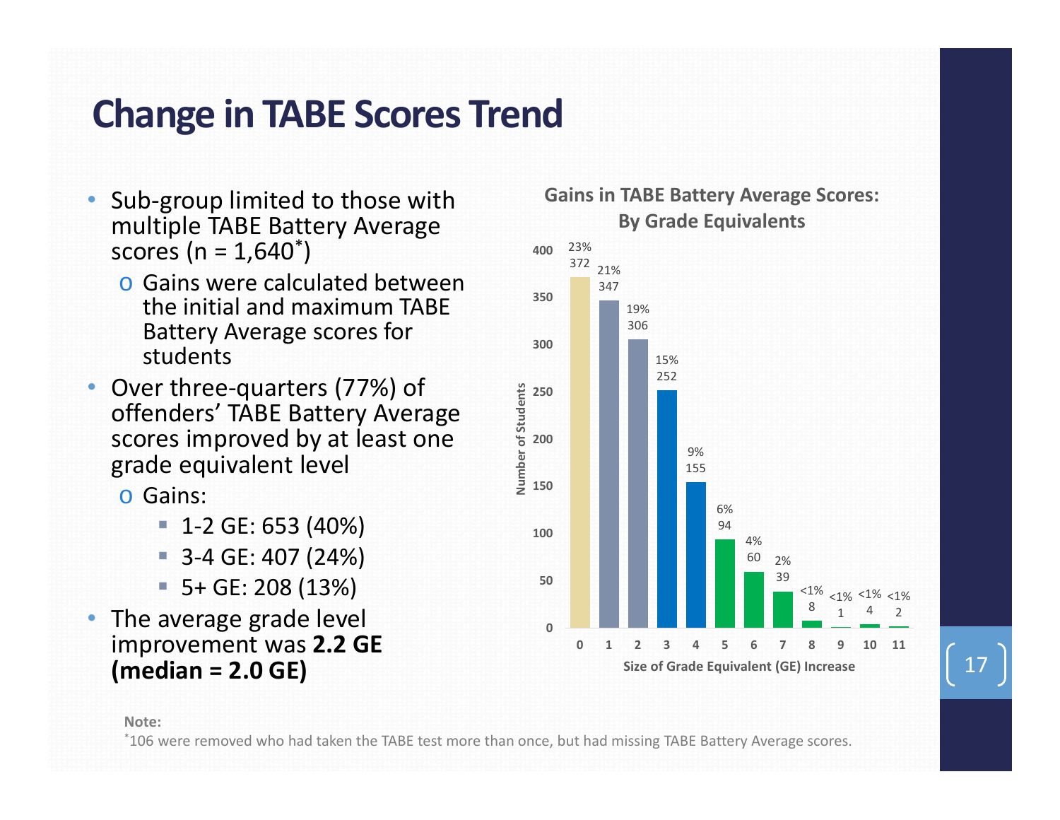# Change in TABE Scores Trend

- Sub-group limited to those with multiple TABE Battery Average scores (n = 1,640*)
  - Gains were calculated between the initial and maximum TABE Battery Average scores for students
- Over three-quarters (77%) of offenders' TABE Battery Average scores improved by at least one grade equivalent level
  - Gains:
    - 1-2 GE: 653 (40%)
    - 3-4 GE: 407 (24%)
    - 5+ GE: 208 (13%)
- The average grade level improvement was **2.2 GE (median = 2.0 GE)**

**Gains in TABE Battery Average Scores: By Grade Equivalents**

| Size of Grade Equivalent (GE) Increase | Number of Students | Percent |
|---|---|---|
| 0 | 372 | 23% |
| 1 | 347 | 21% |
| 2 | 306 | 19% |
| 3 | 252 | 15% |
| 4 | 155 | 9% |
| 5 | 94 | 6% |
| 6 | 60 | 4% |
| 7 | 39 | 2% |
| 8 | 8 | <1% |
| 9 | 1 | <1% |
| 10 | 4 | <1% |
| 11 | 2 | <1% |

**Note:**
*106 were removed who had taken the TABE test more than once, but had missing TABE Battery Average scores.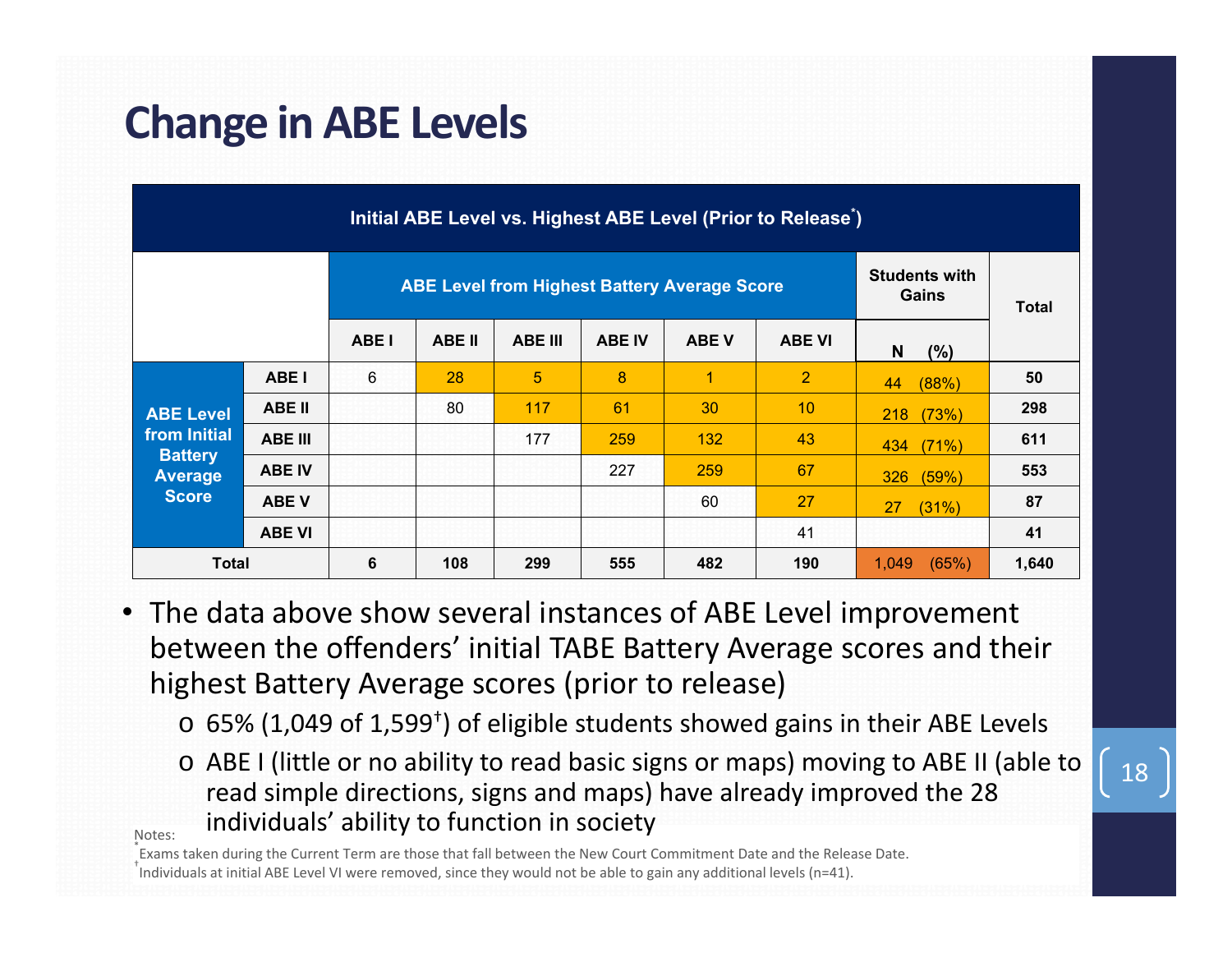# Change in ABE Levels

| Initial ABE Level vs. Highest ABE Level (Prior to Release[*]) | | | | | | | | | |
|---|---|---|---|---|---|---|---|---|---|
| | | ABE Level from Highest Battery Average Score | | | | | | Students with Gains | Total |
| | | ABE I | ABE II | ABE III | ABE IV | ABE V | ABE VI | N (%) | |
| ABE Level from Initial Battery Average Score | ABE I | 6 | 28 | 5 | 8 | 1 | 2 | 44 (88%) | 50 |
| | ABE II | | 80 | 117 | 61 | 30 | 10 | 218 (73%) | 298 |
| | ABE III | | | 177 | 259 | 132 | 43 | 434 (71%) | 611 |
| | ABE IV | | | | 227 | 259 | 67 | 326 (59%) | 553 |
| | ABE V | | | | | 60 | 27 | 27 (31%) | 87 |
| | ABE VI | | | | | | 41 | | 41 |
| Total | | 6 | 108 | 299 | 555 | 482 | 190 | 1,049 (65%) | 1,640 |

- The data above show several instances of ABE Level improvement between the offenders' initial TABE Battery Average scores and their highest Battery Average scores (prior to release)
  - 65% (1,049 of 1,599[†]) of eligible students showed gains in their ABE Levels
  - ABE I (little or no ability to read basic signs or maps) moving to ABE II (able to read simple directions, signs and maps) have already improved the 28 individuals' ability to function in society

Notes:

[*] Exams taken during the Current Term are those that fall between the New Court Commitment Date and the Release Date.

[†] Individuals at initial ABE Level VI were removed, since they would not be able to gain any additional levels (n=41).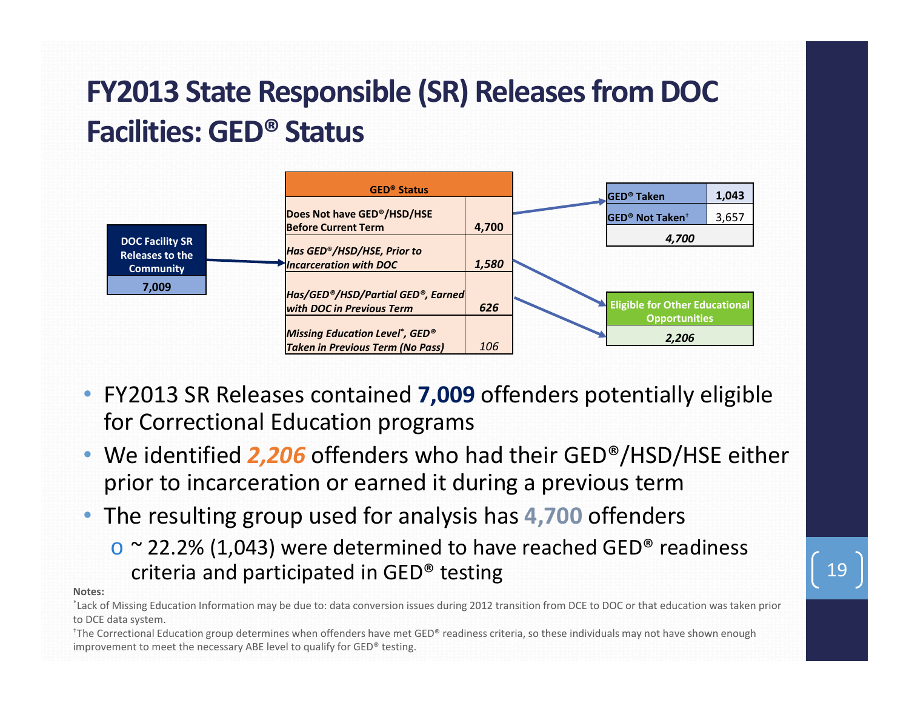# FY2013 State Responsible (SR) Releases from DOC Facilities: GED® Status

| DOC Facility SR Releases to the Community |
| --- |
| 7,009 |

| GED® Status | |
| --- | --- |
| Does Not have GED®/HSD/HSE Before Current Term | 4,700 |
| *Has GED®/HSD/HSE, Prior to Incarceration with DOC* | *1,580* |
| *Has/GED®/HSD/Partial GED®, Earned with DOC in Previous Term* | *626* |
| *Missing Education Level\*, GED® Taken in Previous Term (No Pass)* | *106* |

| GED® Taken | 1,043 |
| --- | --- |
| GED® Not Taken† | 3,657 |
| | *4,700* |

| Eligible for Other Educational Opportunities |
| --- |
| *2,206* |

- FY2013 SR Releases contained **7,009** offenders potentially eligible for Correctional Education programs
- We identified ***2,206*** offenders who had their GED®/HSD/HSE either prior to incarceration or earned it during a previous term
- The resulting group used for analysis has **4,700** offenders
  - ~ 22.2% (1,043) were determined to have reached GED® readiness criteria and participated in GED® testing

**Notes:**

\*Lack of Missing Education Information may be due to: data conversion issues during 2012 transition from DCE to DOC or that education was taken prior to DCE data system.

†The Correctional Education group determines when offenders have met GED® readiness criteria, so these individuals may not have shown enough improvement to meet the necessary ABE level to qualify for GED® testing.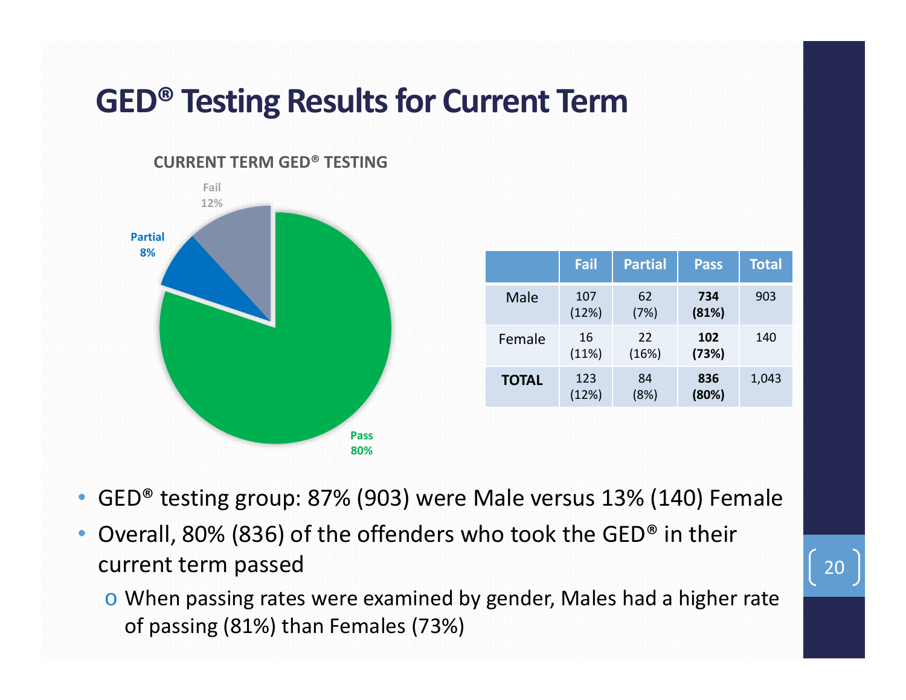# GED® Testing Results for Current Term

**CURRENT TERM GED® TESTING**

Fail 12%

Partial 8%

Pass 80%

| | Fail | Partial | Pass | Total |
|---|---|---|---|---|
| Male | 107 (12%) | 62 (7%) | **734 (81%)** | 903 |
| Female | 16 (11%) | 22 (16%) | **102 (73%)** | 140 |
| **TOTAL** | 123 (12%) | 84 (8%) | **836 (80%)** | 1,043 |

- GED® testing group: 87% (903) were Male versus 13% (140) Female
- Overall, 80% (836) of the offenders who took the GED® in their current term passed
  - When passing rates were examined by gender, Males had a higher rate of passing (81%) than Females (73%)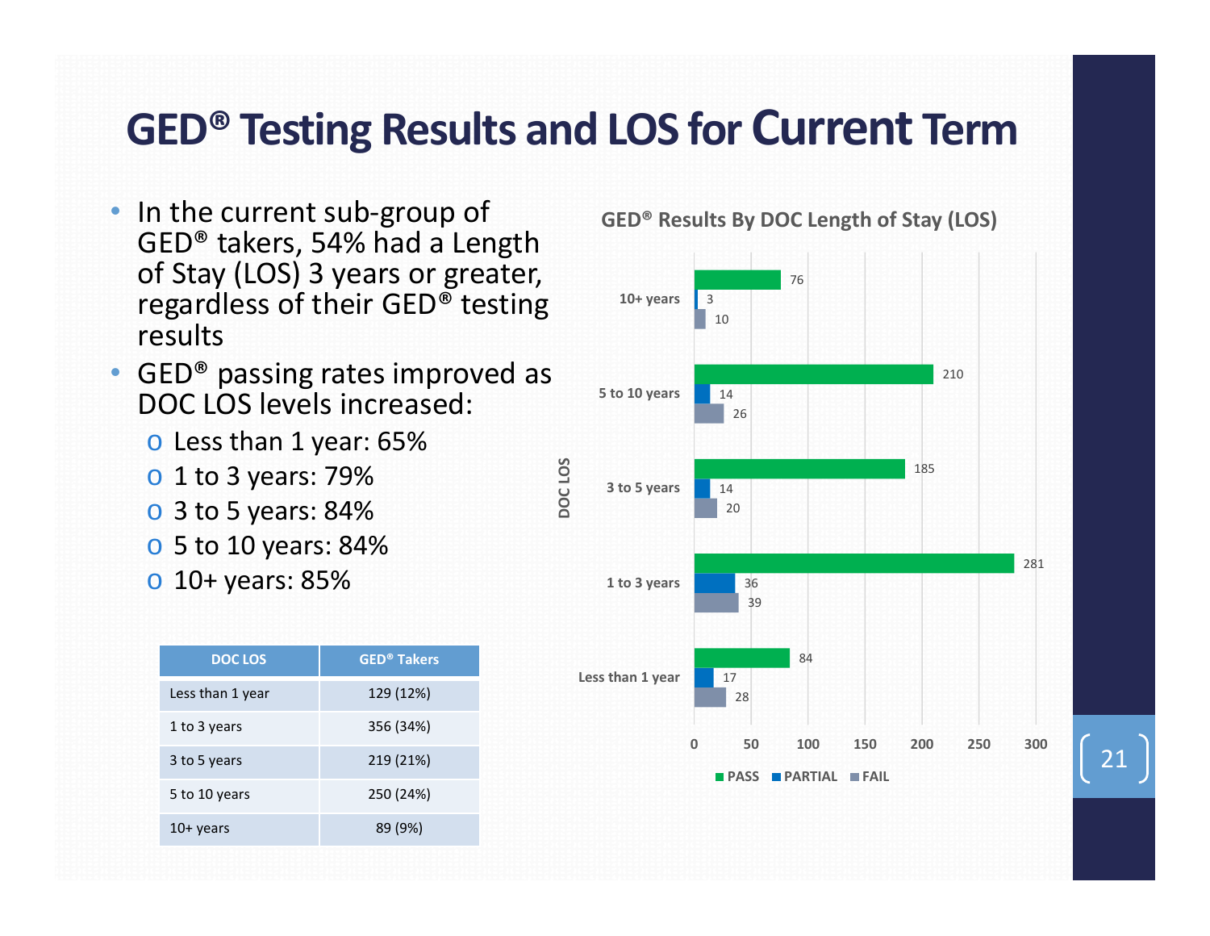# GED® Testing Results and LOS for Current Term

- In the current sub-group of GED® takers, 54% had a Length of Stay (LOS) 3 years or greater, regardless of their GED® testing results
- GED® passing rates improved as DOC LOS levels increased:
  - Less than 1 year: 65%
  - 1 to 3 years: 79%
  - 3 to 5 years: 84%
  - 5 to 10 years: 84%
  - 10+ years: 85%

| DOC LOS | GED® Takers |
|---|---|
| Less than 1 year | 129 (12%) |
| 1 to 3 years | 356 (34%) |
| 3 to 5 years | 219 (21%) |
| 5 to 10 years | 250 (24%) |
| 10+ years | 89 (9%) |

**GED® Results By DOC Length of Stay (LOS)**

| DOC LOS | PASS | PARTIAL | FAIL |
|---|---|---|---|
| 10+ years | 76 | 3 | 10 |
| 5 to 10 years | 210 | 14 | 26 |
| 3 to 5 years | 185 | 14 | 20 |
| 1 to 3 years | 281 | 36 | 39 |
| Less than 1 year | 84 | 17 | 28 |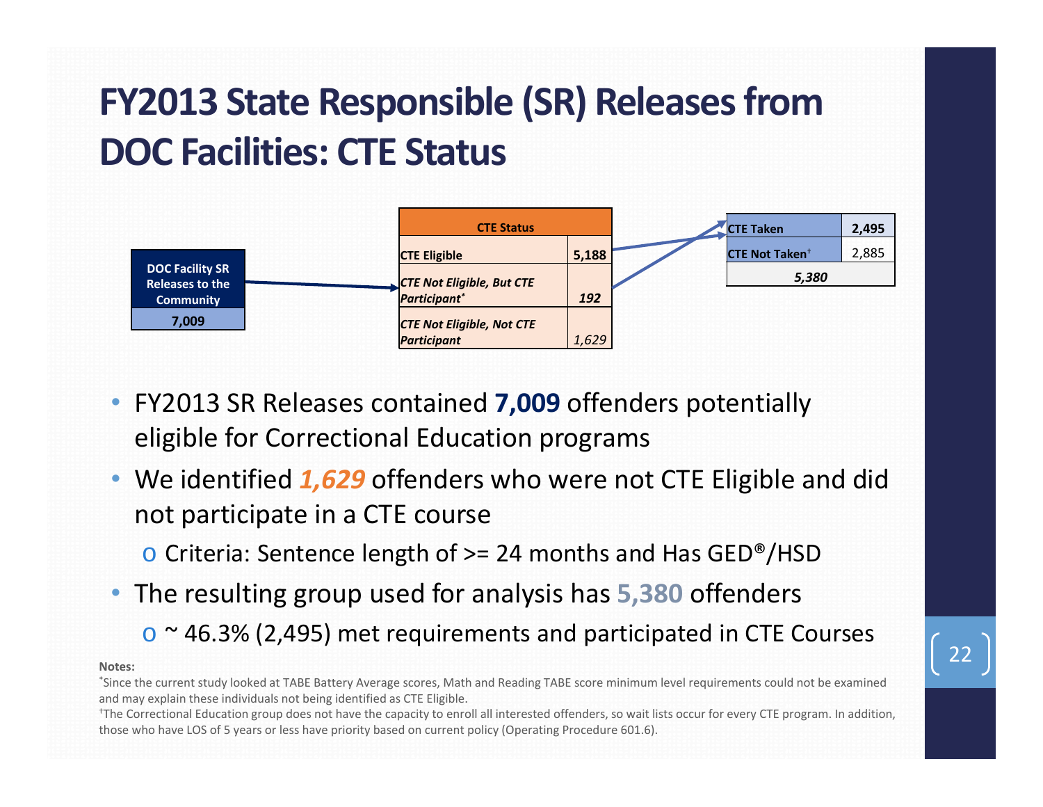# FY2013 State Responsible (SR) Releases from DOC Facilities: CTE Status

| DOC Facility SR Releases to the Community |
| --- |
| **7,009** |

| CTE Status | |
| --- | --- |
| CTE Eligible | **5,188** |
| *CTE Not Eligible, But CTE Participant[*]* | ***192*** |
| *CTE Not Eligible, Not CTE Participant* | *1,629* |

| CTE Taken | **2,495** |
| --- | --- |
| CTE Not Taken[†] | 2,885 |
| ***5,380*** | |

- FY2013 SR Releases contained **7,009** offenders potentially eligible for Correctional Education programs
- We identified ***1,629*** offenders who were not CTE Eligible and did not participate in a CTE course
  - o Criteria: Sentence length of >= 24 months and Has GED®/HSD
- The resulting group used for analysis has **5,380** offenders
  - o ~ 46.3% (2,495) met requirements and participated in CTE Courses

**Notes:**

[*]Since the current study looked at TABE Battery Average scores, Math and Reading TABE score minimum level requirements could not be examined and may explain these individuals not being identified as CTE Eligible.

[†]The Correctional Education group does not have the capacity to enroll all interested offenders, so wait lists occur for every CTE program. In addition, those who have LOS of 5 years or less have priority based on current policy (Operating Procedure 601.6).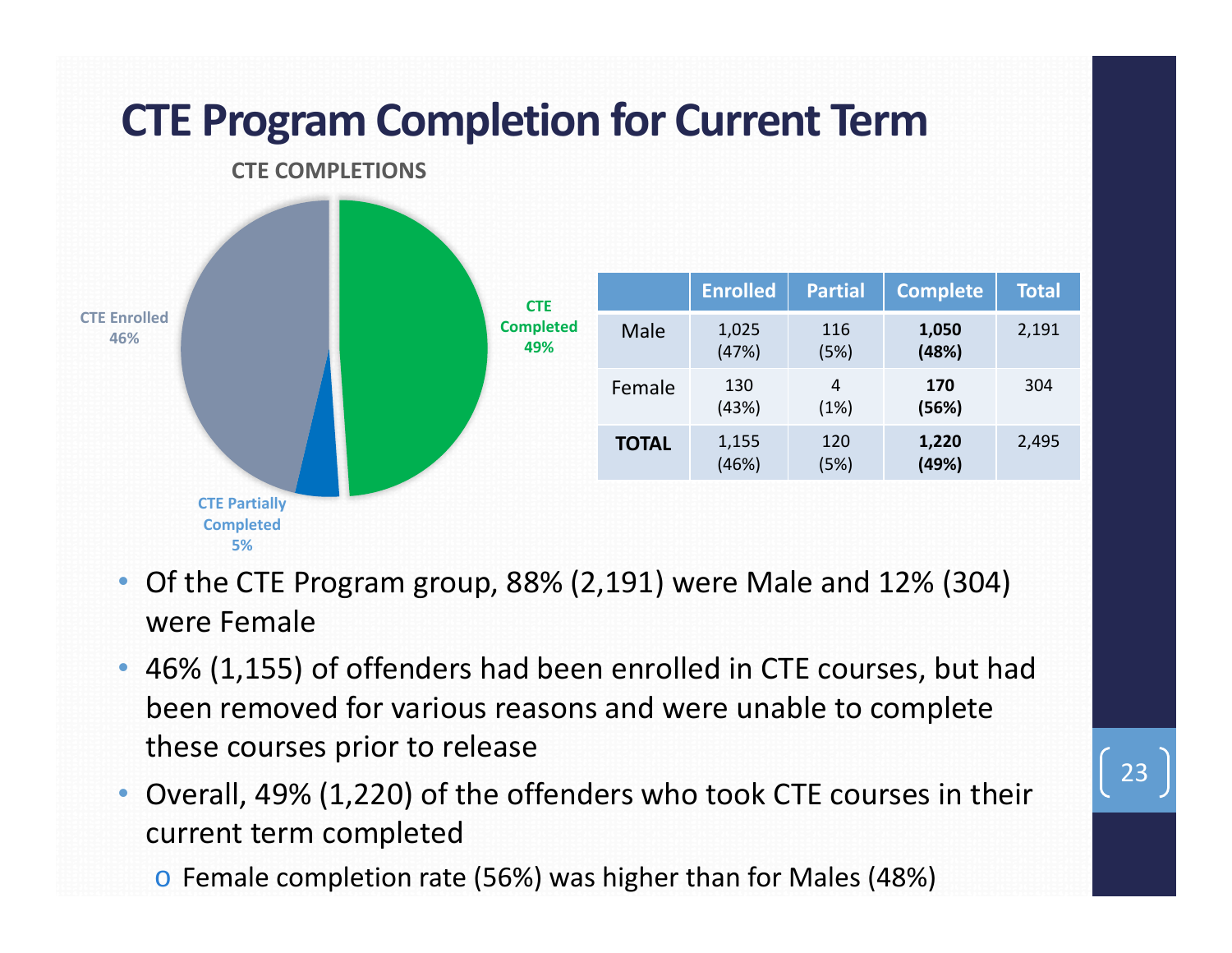# CTE Program Completion for Current Term

**CTE COMPLETIONS**

CTE Enrolled 46%

CTE Partially Completed 5%

CTE Completed 49%

| | Enrolled | Partial | Complete | Total |
|---|---|---|---|---|
| Male | 1,025 (47%) | 116 (5%) | **1,050 (48%)** | 2,191 |
| Female | 130 (43%) | 4 (1%) | **170 (56%)** | 304 |
| **TOTAL** | 1,155 (46%) | 120 (5%) | **1,220 (49%)** | 2,495 |

- Of the CTE Program group, 88% (2,191) were Male and 12% (304) were Female
- 46% (1,155) of offenders had been enrolled in CTE courses, but had been removed for various reasons and were unable to complete these courses prior to release
- Overall, 49% (1,220) of the offenders who took CTE courses in their current term completed
  - Female completion rate (56%) was higher than for Males (48%)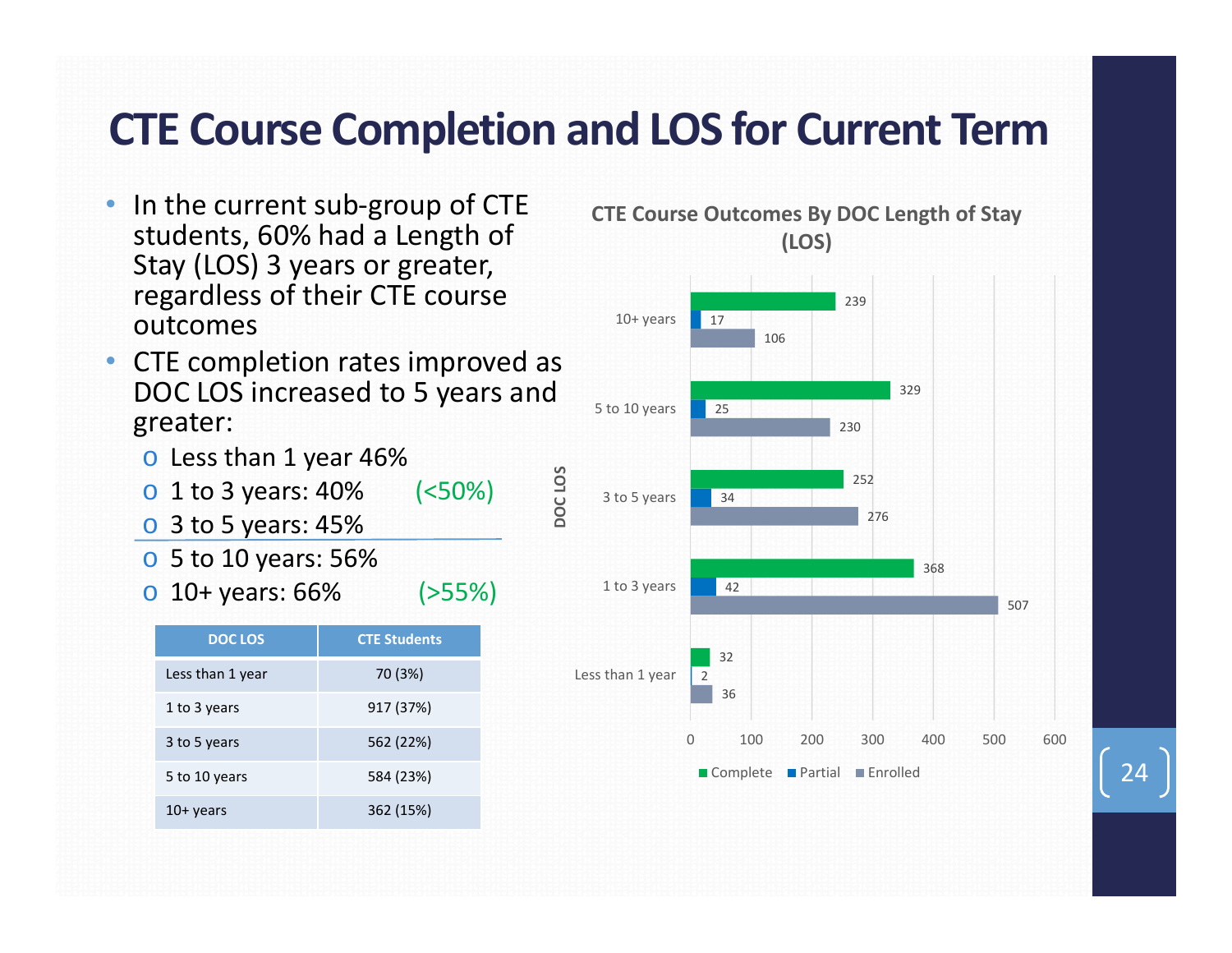# CTE Course Completion and LOS for Current Term

- In the current sub-group of CTE students, 60% had a Length of Stay (LOS) 3 years or greater, regardless of their CTE course outcomes
- CTE completion rates improved as DOC LOS increased to 5 years and greater:
  - Less than 1 year 46%
  - 1 to 3 years: 40% (<50%)
  - 3 to 5 years: 45%
  - 5 to 10 years: 56%
  - 10+ years: 66% (>55%)

| DOC LOS | CTE Students |
| --- | --- |
| Less than 1 year | 70 (3%) |
| 1 to 3 years | 917 (37%) |
| 3 to 5 years | 562 (22%) |
| 5 to 10 years | 584 (23%) |
| 10+ years | 362 (15%) |

**CTE Course Outcomes By DOC Length of Stay (LOS)**

| DOC LOS | Complete | Partial | Enrolled |
| --- | --- | --- | --- |
| 10+ years | 239 | 17 | 106 |
| 5 to 10 years | 329 | 25 | 230 |
| 3 to 5 years | 252 | 34 | 276 |
| 1 to 3 years | 368 | 42 | 507 |
| Less than 1 year | 32 | 2 | 36 |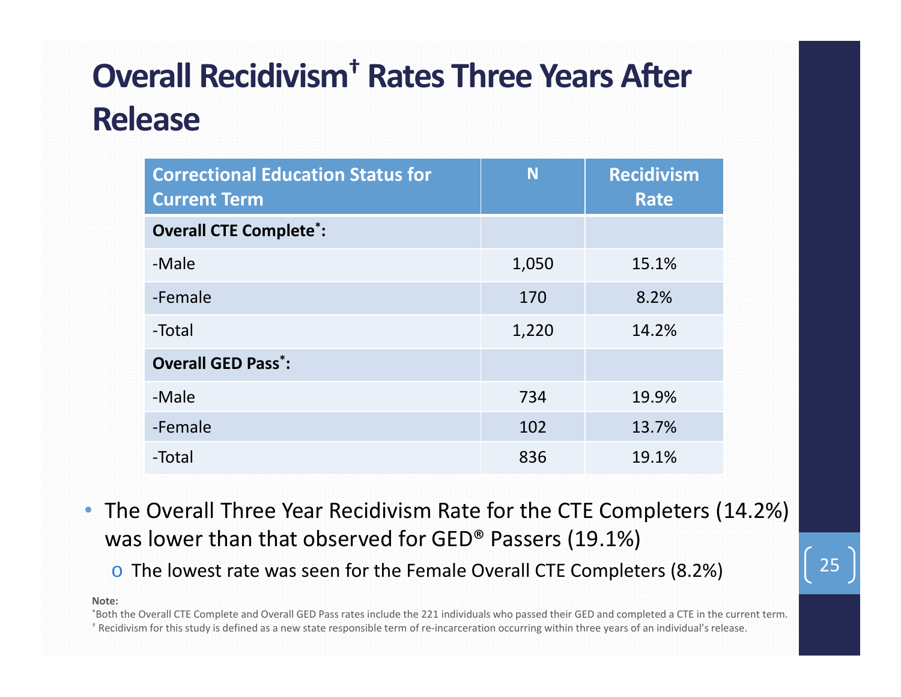# Overall Recidivism[†] Rates Three Years After Release

| Correctional Education Status for Current Term | N | Recidivism Rate |
|---|---|---|
| **Overall CTE Complete[*]:** | | |
| -Male | 1,050 | 15.1% |
| -Female | 170 | 8.2% |
| -Total | 1,220 | 14.2% |
| **Overall GED Pass[*]:** | | |
| -Male | 734 | 19.9% |
| -Female | 102 | 13.7% |
| -Total | 836 | 19.1% |

- The Overall Three Year Recidivism Rate for the CTE Completers (14.2%) was lower than that observed for GED® Passers (19.1%)
  - The lowest rate was seen for the Female Overall CTE Completers (8.2%)

**Note:**

[*]Both the Overall CTE Complete and Overall GED Pass rates include the 221 individuals who passed their GED and completed a CTE in the current term.

[†] Recidivism for this study is defined as a new state responsible term of re-incarceration occurring within three years of an individual's release.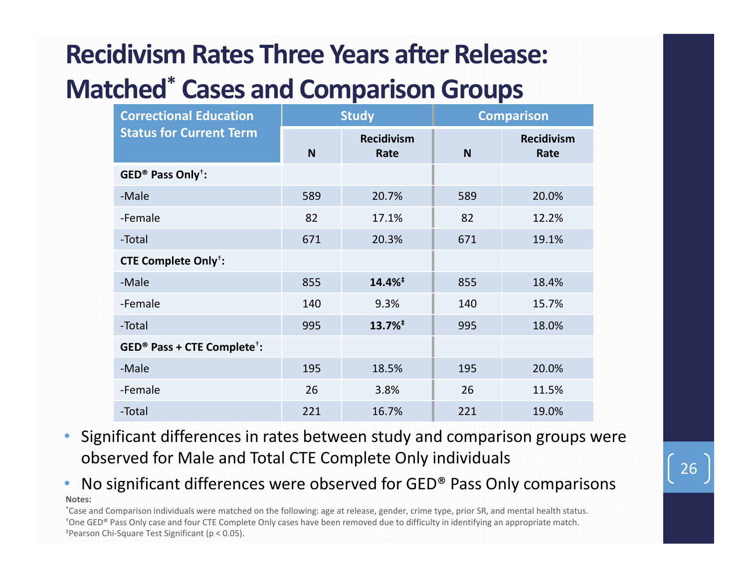# Recidivism Rates Three Years after Release: Matched* Cases and Comparison Groups

| Correctional Education Status for Current Term | Study | | Comparison | |
|---|---|---|---|---|
| | N | Recidivism Rate | N | Recidivism Rate |
| **GED® Pass Only†:** | | | | |
| -Male | 589 | 20.7% | 589 | 20.0% |
| -Female | 82 | 17.1% | 82 | 12.2% |
| -Total | 671 | 20.3% | 671 | 19.1% |
| **CTE Complete Only†:** | | | | |
| -Male | 855 | **14.4%‡** | 855 | 18.4% |
| -Female | 140 | 9.3% | 140 | 15.7% |
| -Total | 995 | **13.7%‡** | 995 | 18.0% |
| **GED® Pass + CTE Complete†:** | | | | |
| -Male | 195 | 18.5% | 195 | 20.0% |
| -Female | 26 | 3.8% | 26 | 11.5% |
| -Total | 221 | 16.7% | 221 | 19.0% |

- Significant differences in rates between study and comparison groups were observed for Male and Total CTE Complete Only individuals
- No significant differences were observed for GED® Pass Only comparisons

**Notes:**

*Case and Comparison individuals were matched on the following: age at release, gender, crime type, prior SR, and mental health status.

†One GED® Pass Only case and four CTE Complete Only cases have been removed due to difficulty in identifying an appropriate match.

‡Pearson Chi-Square Test Significant ($p < 0.05$).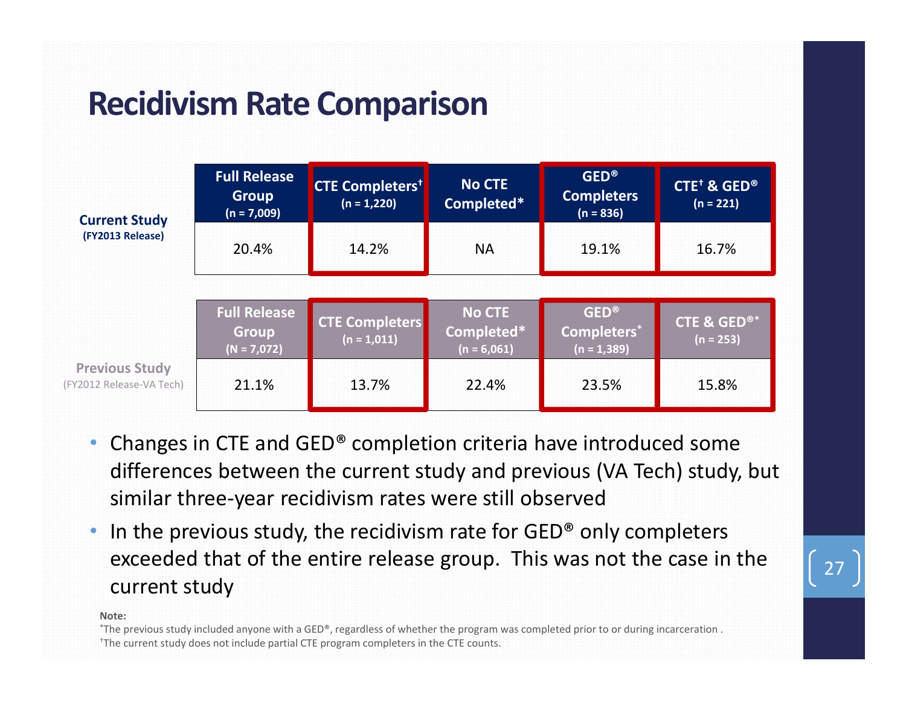# Recidivism Rate Comparison

| | Full Release Group (n = 7,009) | CTE Completers† (n = 1,220) | No CTE Completed* | GED® Completers (n = 836) | CTE† & GED® (n = 221) |
|---|---|---|---|---|---|
| **Current Study (FY2013 Release)** | 20.4% | 14.2% | NA | 19.1% | 16.7% |

| | Full Release Group (N = 7,072) | CTE Completers (n = 1,011) | No CTE Completed* (n = 6,061) | GED® Completers* (n = 1,389) | CTE & GED®* (n = 253) |
|---|---|---|---|---|---|
| **Previous Study** (FY2012 Release-VA Tech) | 21.1% | 13.7% | 22.4% | 23.5% | 15.8% |

- Changes in CTE and GED® completion criteria have introduced some differences between the current study and previous (VA Tech) study, but similar three-year recidivism rates were still observed
- In the previous study, the recidivism rate for GED® only completers exceeded that of the entire release group. This was not the case in the current study

**Note:**
*The previous study included anyone with a GED®, regardless of whether the program was completed prior to or during incarceration .
†The current study does not include partial CTE program completers in the CTE counts.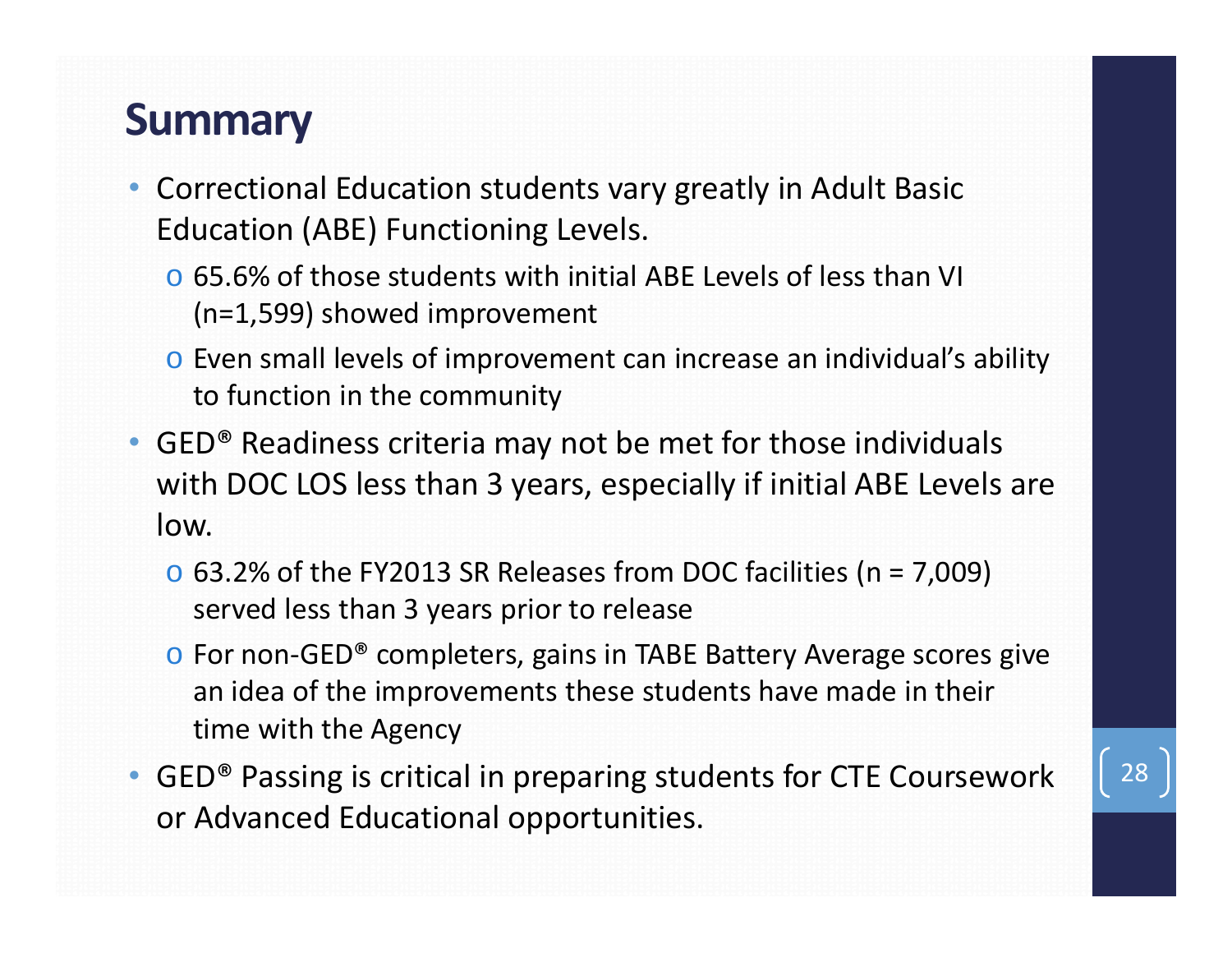# Summary

- Correctional Education students vary greatly in Adult Basic Education (ABE) Functioning Levels.
  - 65.6% of those students with initial ABE Levels of less than VI (n=1,599) showed improvement
  - Even small levels of improvement can increase an individual's ability to function in the community
- GED® Readiness criteria may not be met for those individuals with DOC LOS less than 3 years, especially if initial ABE Levels are low.
  - 63.2% of the FY2013 SR Releases from DOC facilities (n = 7,009) served less than 3 years prior to release
  - For non-GED® completers, gains in TABE Battery Average scores give an idea of the improvements these students have made in their time with the Agency
- GED® Passing is critical in preparing students for CTE Coursework or Advanced Educational opportunities.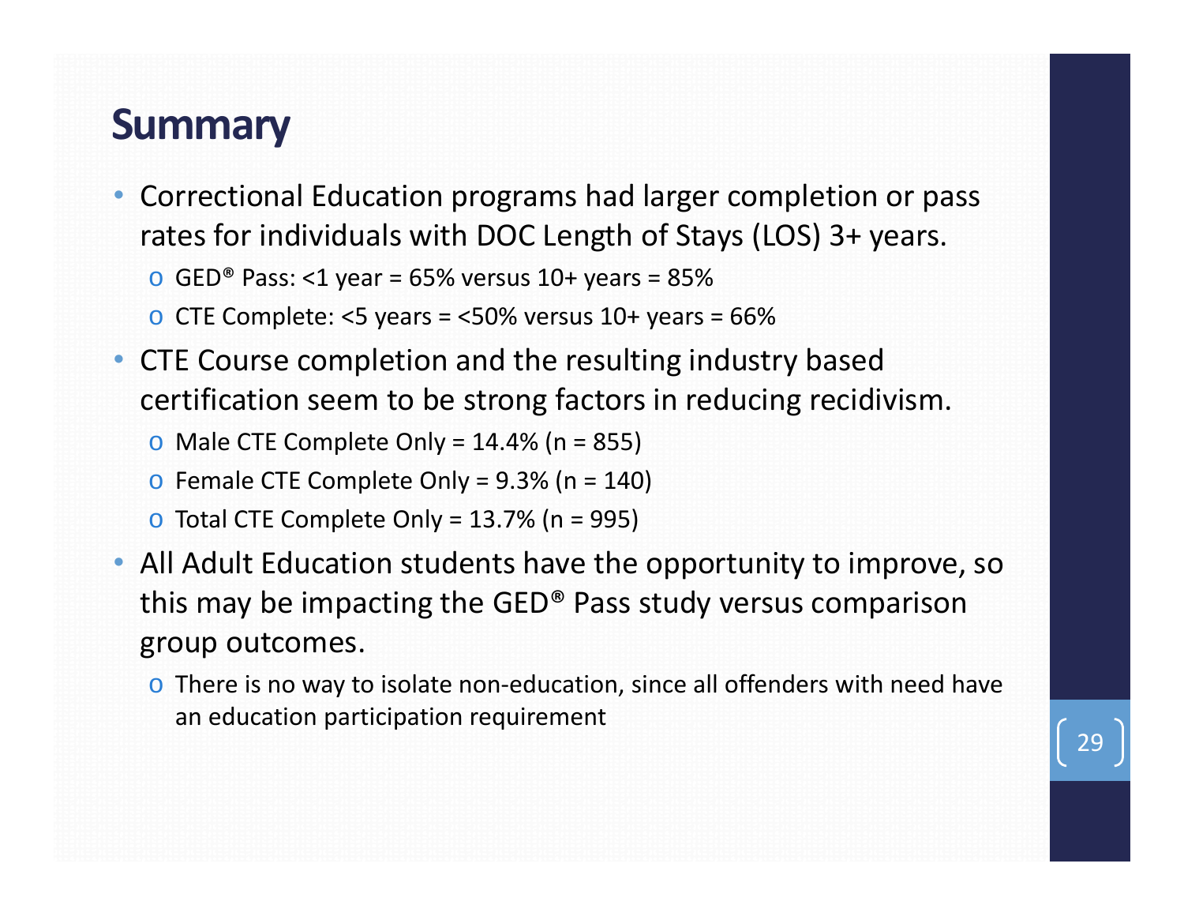# Summary

- Correctional Education programs had larger completion or pass rates for individuals with DOC Length of Stays (LOS) 3+ years.
  - GED® Pass: <1 year = 65% versus 10+ years = 85%
  - CTE Complete: <5 years = <50% versus 10+ years = 66%
- CTE Course completion and the resulting industry based certification seem to be strong factors in reducing recidivism.
  - Male CTE Complete Only = 14.4% (n = 855)
  - Female CTE Complete Only = 9.3% (n = 140)
  - Total CTE Complete Only = 13.7% (n = 995)
- All Adult Education students have the opportunity to improve, so this may be impacting the GED® Pass study versus comparison group outcomes.
  - There is no way to isolate non-education, since all offenders with need have an education participation requirement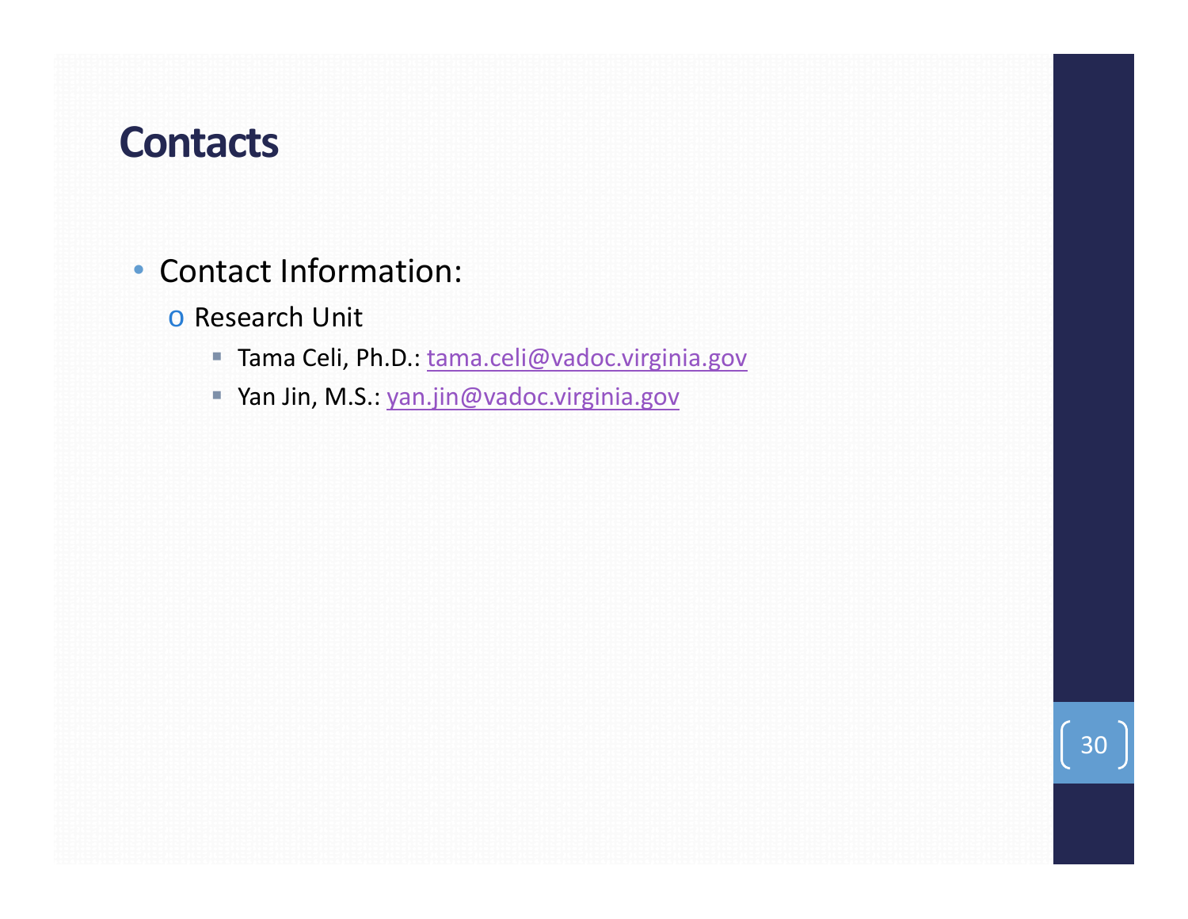# Contacts

- Contact Information:
  - Research Unit
    - Tama Celi, Ph.D.: tama.celi@vadoc.virginia.gov
    - Yan Jin, M.S.: yan.jin@vadoc.virginia.gov